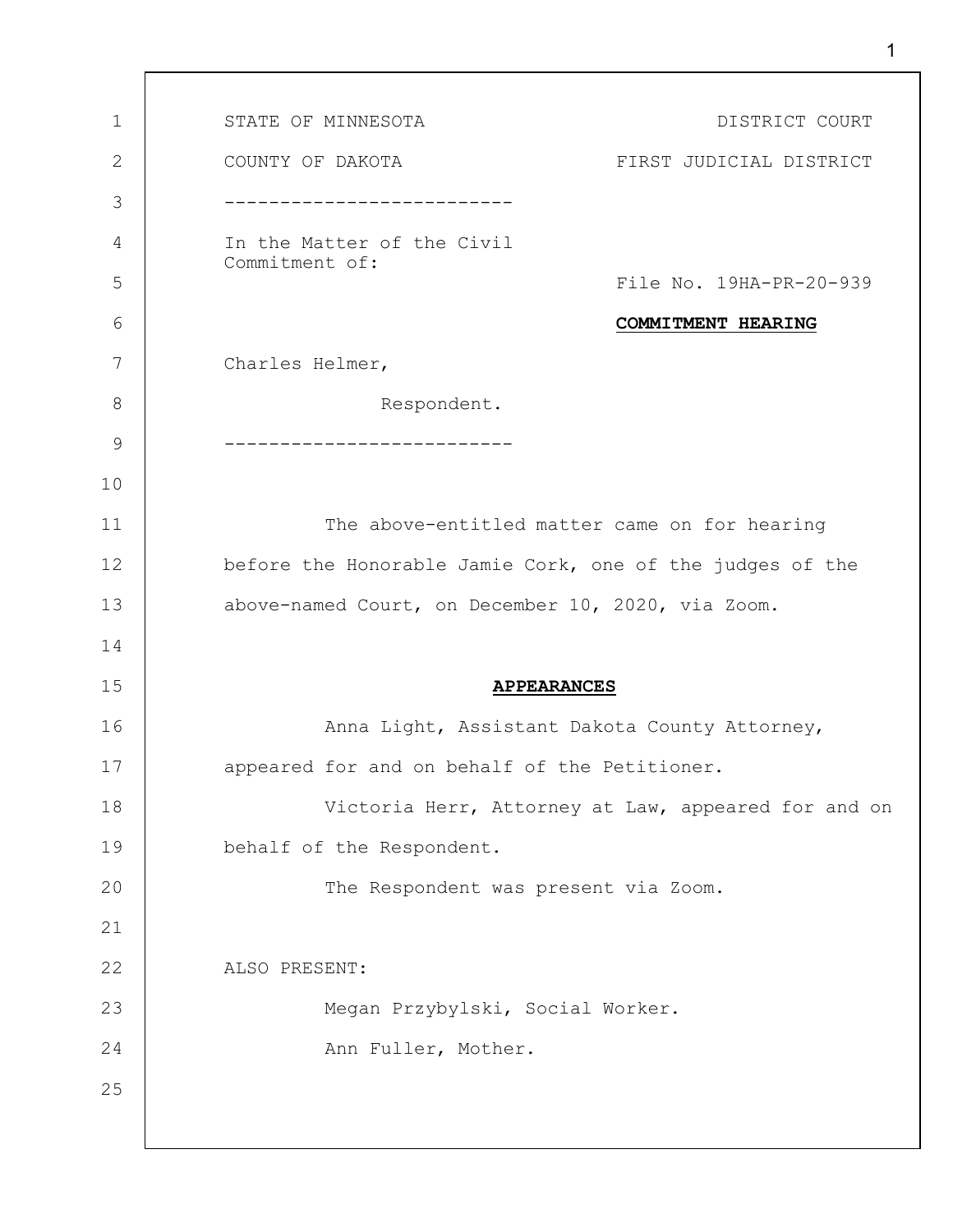STATE OF MINNESOTA — DISTRICT COURT

COUNTY OF DAKOTA — FIRST JUDICIAL DISTRICT

---

In the Matter of the Civil Commitment of:

File No. 19HA-PR-20-939

**COMMITMENT HEARING**

Charles Helmer,

Respondent.

---

The above-entitled matter came on for hearing before the Honorable Jamie Cork, one of the judges of the above-named Court, on December 10, 2020, via Zoom.

**APPEARANCES**

Anna Light, Assistant Dakota County Attorney, appeared for and on behalf of the Petitioner.

Victoria Herr, Attorney at Law, appeared for and on behalf of the Respondent.

The Respondent was present via Zoom.

ALSO PRESENT:

Megan Przybylski, Social Worker.

Ann Fuller, Mother.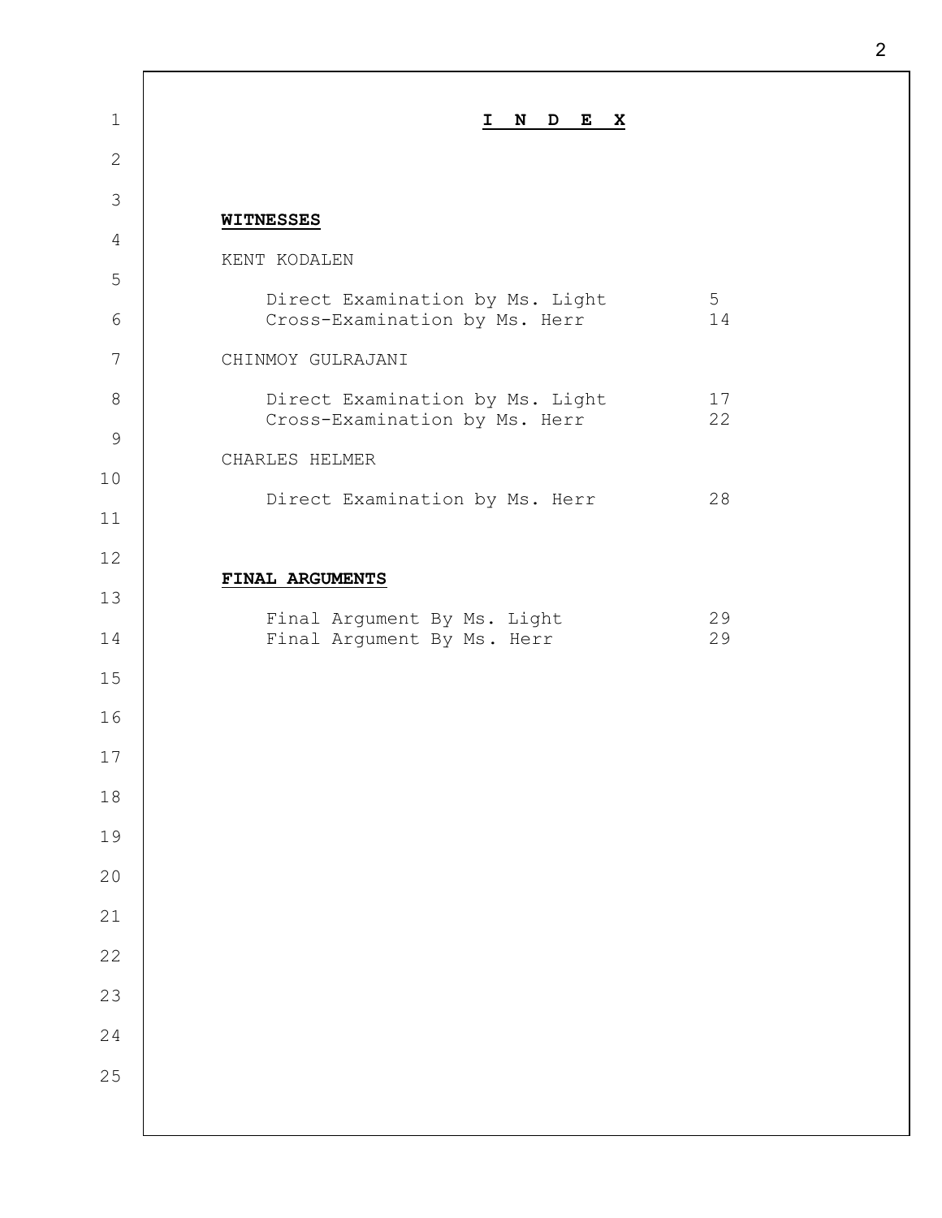# I N D E X

**WITNESSES**

KENT KODALEN

| | |
|---|---|
| Direct Examination by Ms. Light | 5 |
| Cross-Examination by Ms. Herr | 14 |

CHINMOY GULRAJANI

| | |
|---|---|
| Direct Examination by Ms. Light | 17 |
| Cross-Examination by Ms. Herr | 22 |

CHARLES HELMER

| | |
|---|---|
| Direct Examination by Ms. Herr | 28 |

**FINAL ARGUMENTS**

| | |
|---|---|
| Final Argument By Ms. Light | 29 |
| Final Argument By Ms. Herr | 29 |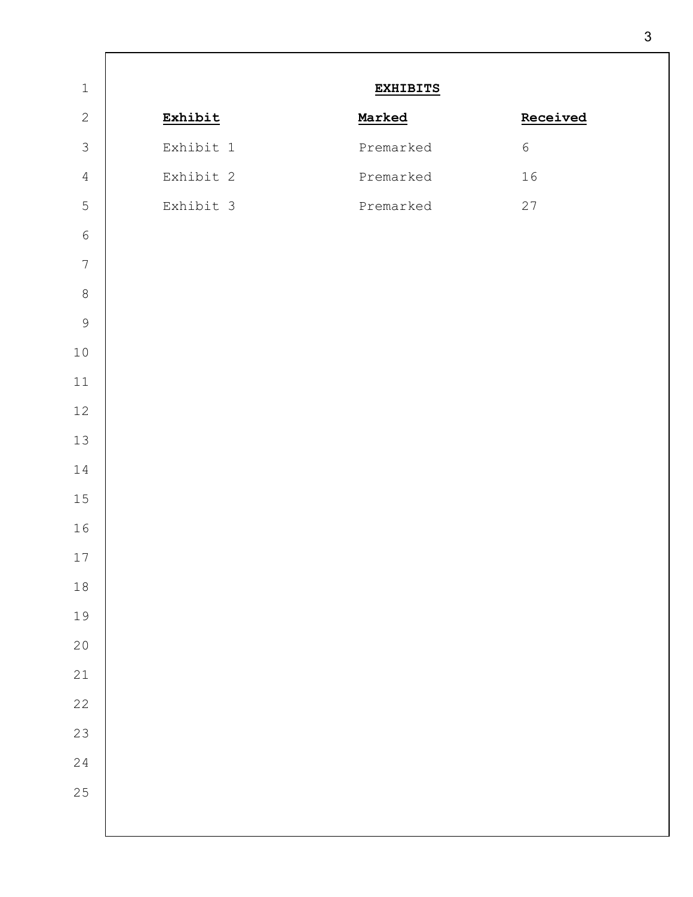# EXHIBITS

| Exhibit | Marked | Received |
| --- | --- | --- |
| Exhibit 1 | Premarked | 6 |
| Exhibit 2 | Premarked | 16 |
| Exhibit 3 | Premarked | 27 |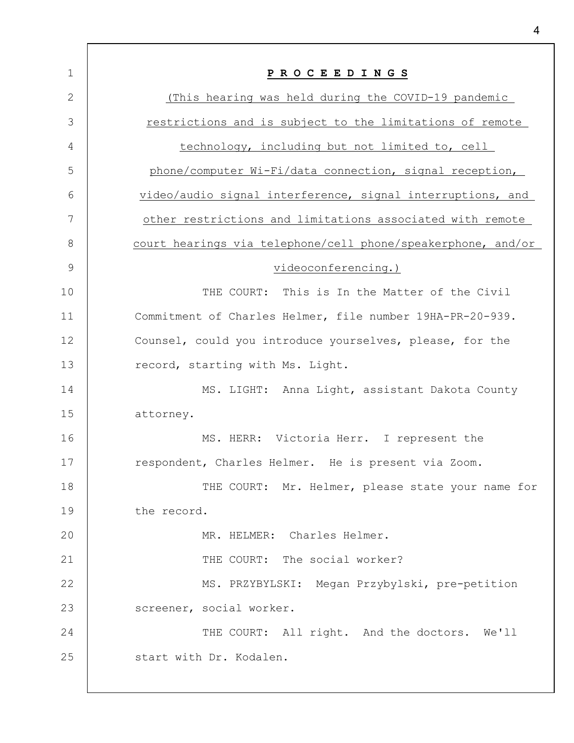**P R O C E E D I N G S**

(This hearing was held during the COVID-19 pandemic restrictions and is subject to the limitations of remote technology, including but not limited to, cell phone/computer Wi-Fi/data connection, signal reception, video/audio signal interference, signal interruptions, and other restrictions and limitations associated with remote court hearings via telephone/cell phone/speakerphone, and/or videoconferencing.)

THE COURT: This is In the Matter of the Civil Commitment of Charles Helmer, file number 19HA-PR-20-939. Counsel, could you introduce yourselves, please, for the record, starting with Ms. Light.

MS. LIGHT: Anna Light, assistant Dakota County attorney.

MS. HERR: Victoria Herr. I represent the respondent, Charles Helmer. He is present via Zoom.

THE COURT: Mr. Helmer, please state your name for the record.

MR. HELMER: Charles Helmer.

THE COURT: The social worker?

MS. PRZYBYLSKI: Megan Przybylski, pre-petition screener, social worker.

THE COURT: All right. And the doctors. We'll start with Dr. Kodalen.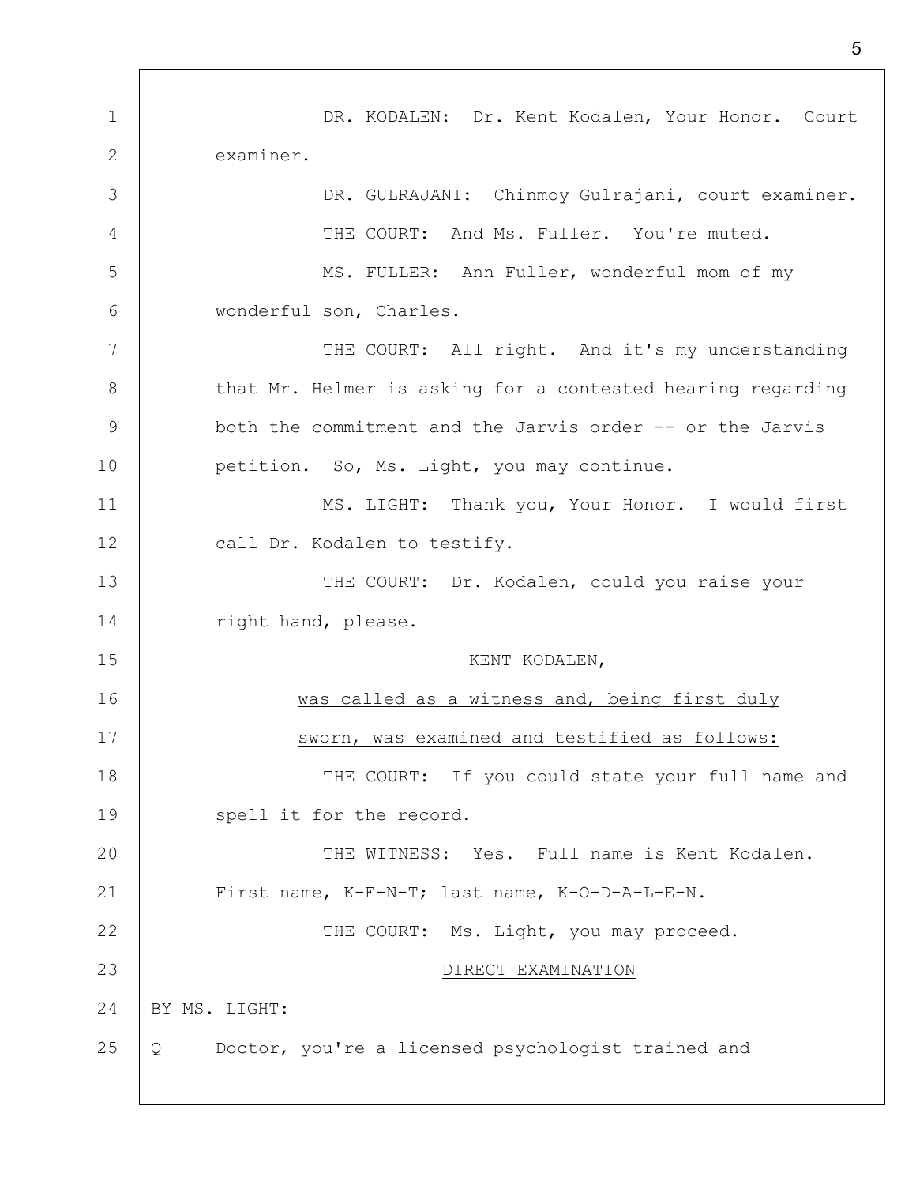DR. KODALEN: Dr. Kent Kodalen, Your Honor. Court examiner.

DR. GULRAJANI: Chinmoy Gulrajani, court examiner.

THE COURT: And Ms. Fuller. You're muted.

MS. FULLER: Ann Fuller, wonderful mom of my wonderful son, Charles.

THE COURT: All right. And it's my understanding that Mr. Helmer is asking for a contested hearing regarding both the commitment and the Jarvis order -- or the Jarvis petition. So, Ms. Light, you may continue.

MS. LIGHT: Thank you, Your Honor. I would first call Dr. Kodalen to testify.

THE COURT: Dr. Kodalen, could you raise your right hand, please.

KENT KODALEN,

was called as a witness and, being first duly sworn, was examined and testified as follows:

THE COURT: If you could state your full name and spell it for the record.

THE WITNESS: Yes. Full name is Kent Kodalen. First name, K-E-N-T; last name, K-O-D-A-L-E-N.

THE COURT: Ms. Light, you may proceed.

DIRECT EXAMINATION

BY MS. LIGHT:

Q Doctor, you're a licensed psychologist trained and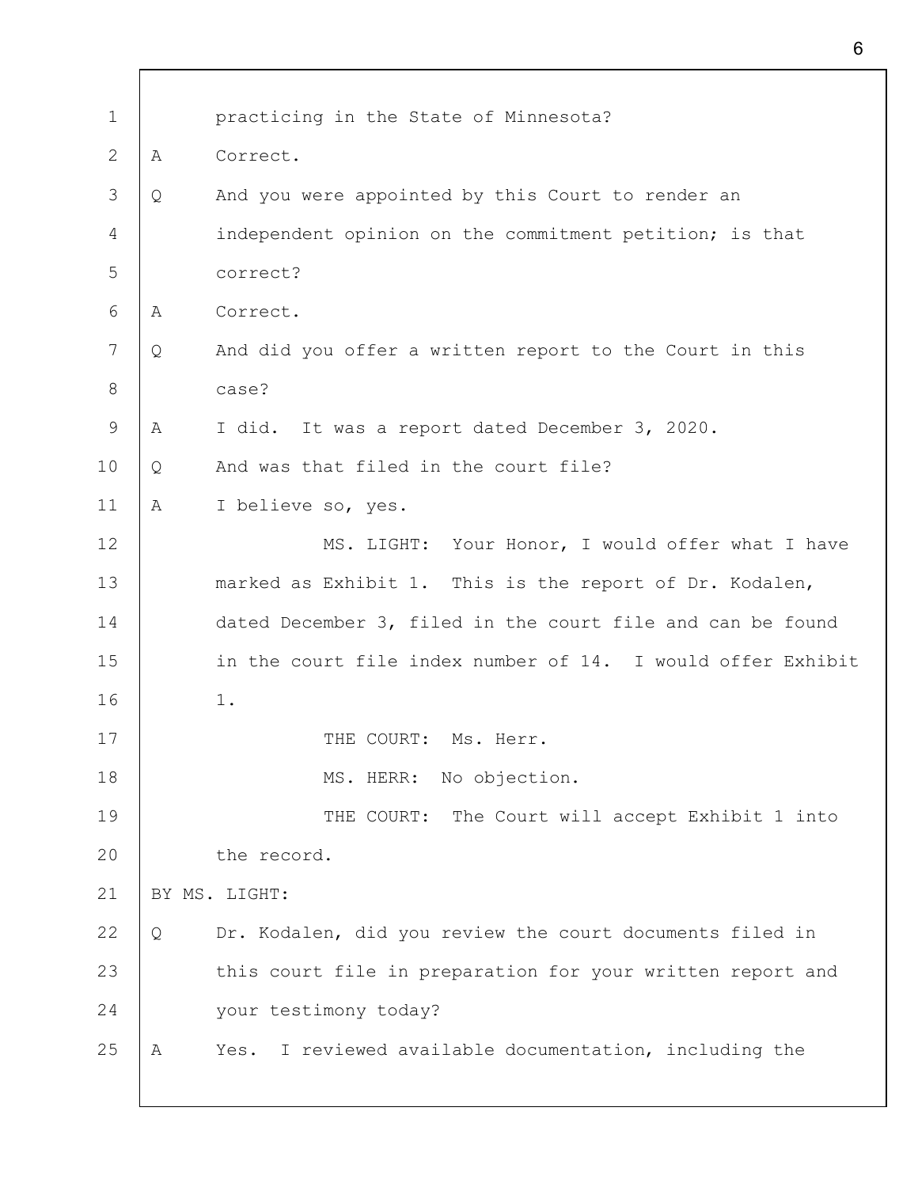1 practicing in the State of Minnesota?

2 A Correct.

3 Q And you were appointed by this Court to render an

4 independent opinion on the commitment petition; is that

5 correct?

6 A Correct.

7 Q And did you offer a written report to the Court in this

8 case?

9 A I did. It was a report dated December 3, 2020.

10 Q And was that filed in the court file?

11 A I believe so, yes.

12 MS. LIGHT: Your Honor, I would offer what I have

13 marked as Exhibit 1. This is the report of Dr. Kodalen,

14 dated December 3, filed in the court file and can be found

15 in the court file index number of 14. I would offer Exhibit

16 1.

17 THE COURT: Ms. Herr.

18 MS. HERR: No objection.

19 THE COURT: The Court will accept Exhibit 1 into

20 the record.

21 BY MS. LIGHT:

22 Q Dr. Kodalen, did you review the court documents filed in

23 this court file in preparation for your written report and

24 your testimony today?

25 A Yes. I reviewed available documentation, including the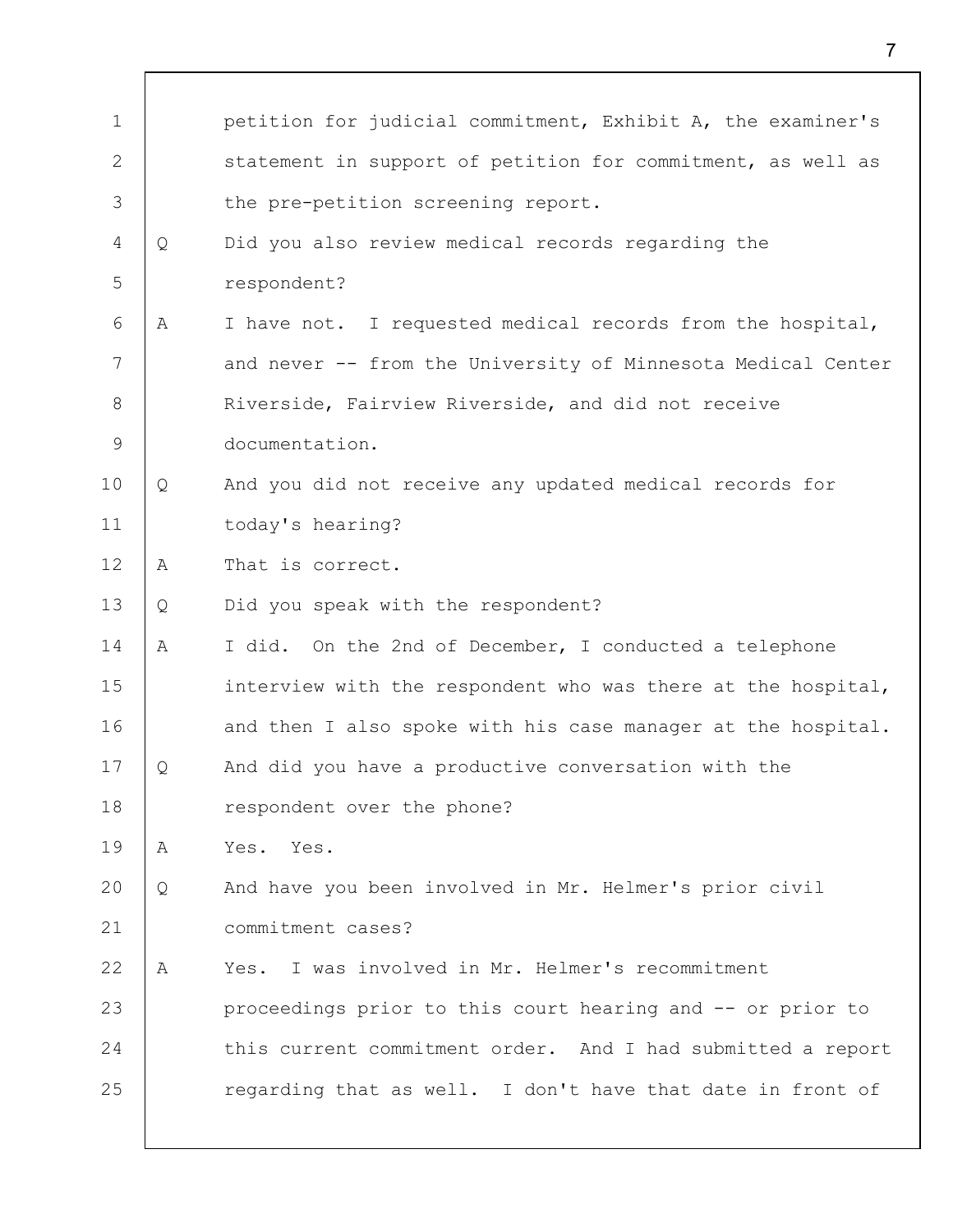1 petition for judicial commitment, Exhibit A, the examiner's
2 statement in support of petition for commitment, as well as
3 the pre-petition screening report.

4 Q Did you also review medical records regarding the
5 respondent?

6 A I have not. I requested medical records from the hospital,
7 and never -- from the University of Minnesota Medical Center
8 Riverside, Fairview Riverside, and did not receive
9 documentation.

10 Q And you did not receive any updated medical records for
11 today's hearing?

12 A That is correct.

13 Q Did you speak with the respondent?

14 A I did. On the 2nd of December, I conducted a telephone
15 interview with the respondent who was there at the hospital,
16 and then I also spoke with his case manager at the hospital.

17 Q And did you have a productive conversation with the
18 respondent over the phone?

19 A Yes. Yes.

20 Q And have you been involved in Mr. Helmer's prior civil
21 commitment cases?

22 A Yes. I was involved in Mr. Helmer's recommitment
23 proceedings prior to this court hearing and -- or prior to
24 this current commitment order. And I had submitted a report
25 regarding that as well. I don't have that date in front of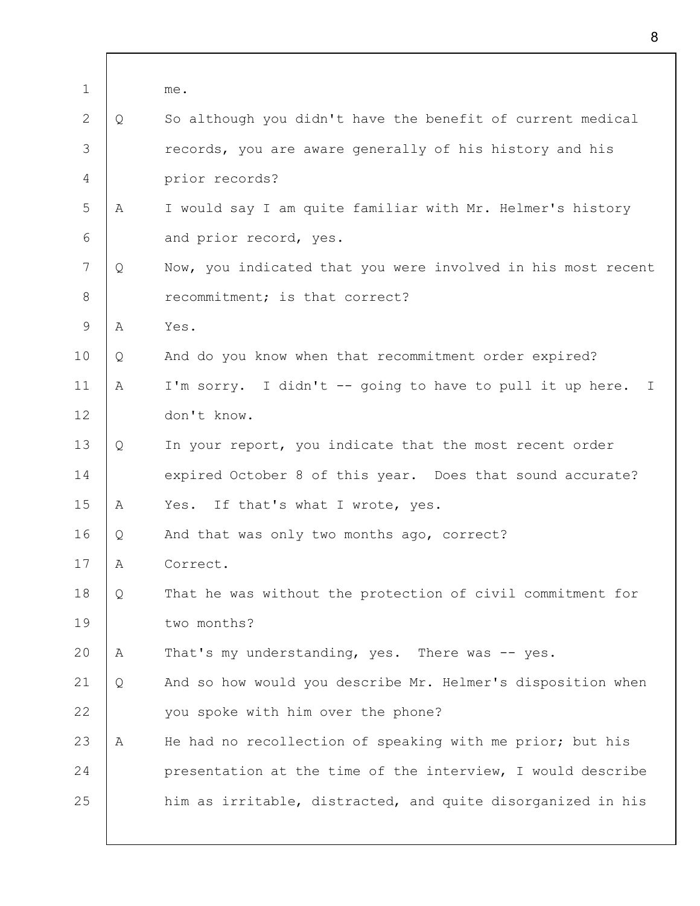me.

Q So although you didn't have the benefit of current medical records, you are aware generally of his history and his prior records?

A I would say I am quite familiar with Mr. Helmer's history and prior record, yes.

Q Now, you indicated that you were involved in his most recent recommitment; is that correct?

A Yes.

Q And do you know when that recommitment order expired?

A I'm sorry. I didn't -- going to have to pull it up here. I don't know.

Q In your report, you indicate that the most recent order expired October 8 of this year. Does that sound accurate?

A Yes. If that's what I wrote, yes.

Q And that was only two months ago, correct?

A Correct.

Q That he was without the protection of civil commitment for two months?

A That's my understanding, yes. There was -- yes.

Q And so how would you describe Mr. Helmer's disposition when you spoke with him over the phone?

A He had no recollection of speaking with me prior; but his presentation at the time of the interview, I would describe him as irritable, distracted, and quite disorganized in his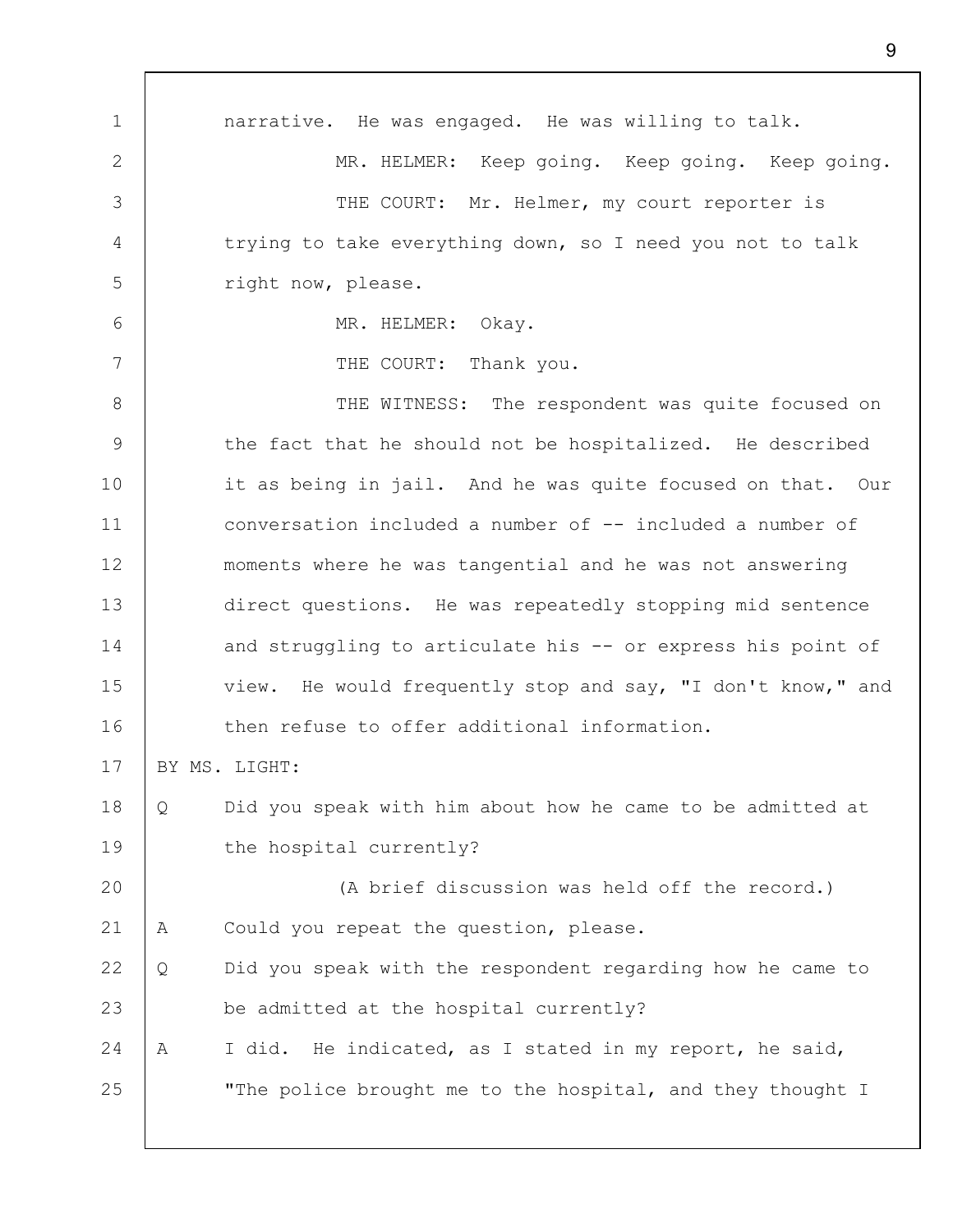narrative. He was engaged. He was willing to talk.

MR. HELMER: Keep going. Keep going. Keep going.

THE COURT: Mr. Helmer, my court reporter is trying to take everything down, so I need you not to talk right now, please.

MR. HELMER: Okay.

THE COURT: Thank you.

THE WITNESS: The respondent was quite focused on the fact that he should not be hospitalized. He described it as being in jail. And he was quite focused on that. Our conversation included a number of -- included a number of moments where he was tangential and he was not answering direct questions. He was repeatedly stopping mid sentence and struggling to articulate his -- or express his point of view. He would frequently stop and say, "I don't know," and then refuse to offer additional information.

BY MS. LIGHT:

Q Did you speak with him about how he came to be admitted at the hospital currently?

(A brief discussion was held off the record.)

A Could you repeat the question, please.

Q Did you speak with the respondent regarding how he came to be admitted at the hospital currently?

A I did. He indicated, as I stated in my report, he said, "The police brought me to the hospital, and they thought I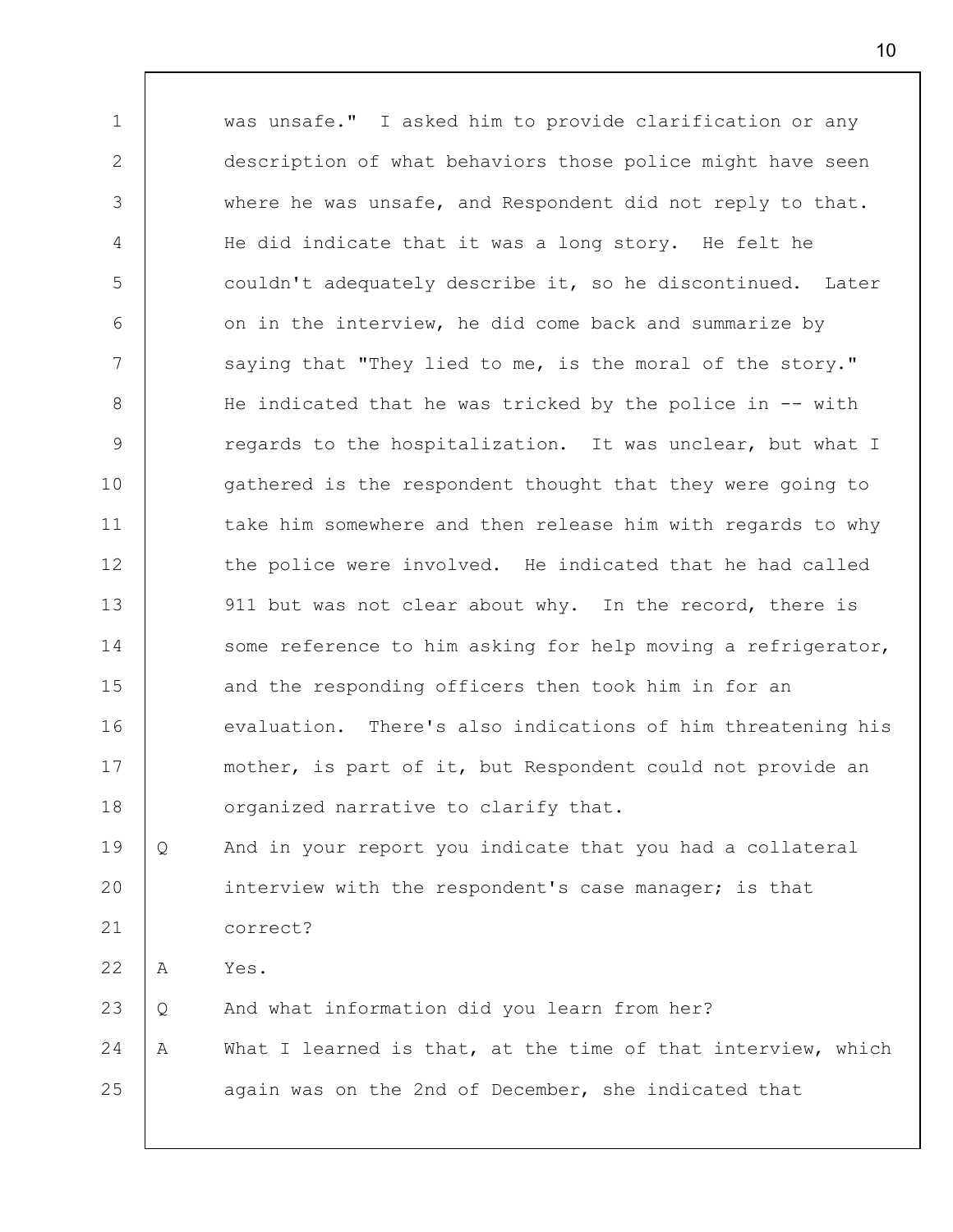was unsafe." I asked him to provide clarification or any description of what behaviors those police might have seen where he was unsafe, and Respondent did not reply to that. He did indicate that it was a long story. He felt he couldn't adequately describe it, so he discontinued. Later on in the interview, he did come back and summarize by saying that "They lied to me, is the moral of the story." He indicated that he was tricked by the police in -- with regards to the hospitalization. It was unclear, but what I gathered is the respondent thought that they were going to take him somewhere and then release him with regards to why the police were involved. He indicated that he had called 911 but was not clear about why. In the record, there is some reference to him asking for help moving a refrigerator, and the responding officers then took him in for an evaluation. There's also indications of him threatening his mother, is part of it, but Respondent could not provide an organized narrative to clarify that.

Q And in your report you indicate that you had a collateral interview with the respondent's case manager; is that correct?

A Yes.

Q And what information did you learn from her?

A What I learned is that, at the time of that interview, which again was on the 2nd of December, she indicated that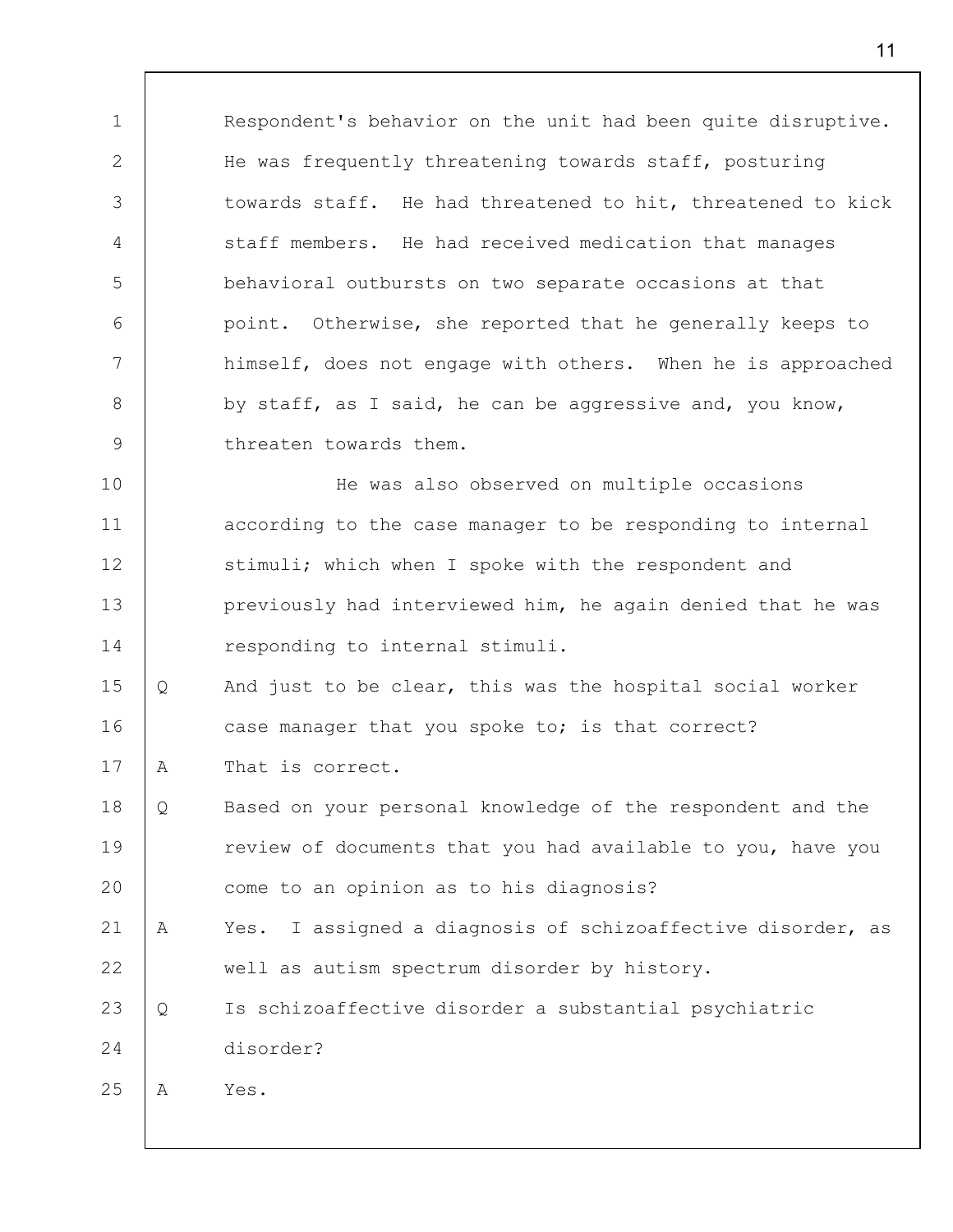Respondent's behavior on the unit had been quite disruptive. He was frequently threatening towards staff, posturing towards staff. He had threatened to hit, threatened to kick staff members. He had received medication that manages behavioral outbursts on two separate occasions at that point. Otherwise, she reported that he generally keeps to himself, does not engage with others. When he is approached by staff, as I said, he can be aggressive and, you know, threaten towards them.

He was also observed on multiple occasions according to the case manager to be responding to internal stimuli; which when I spoke with the respondent and previously had interviewed him, he again denied that he was responding to internal stimuli.

Q And just to be clear, this was the hospital social worker case manager that you spoke to; is that correct?

A That is correct.

Q Based on your personal knowledge of the respondent and the review of documents that you had available to you, have you come to an opinion as to his diagnosis?

A Yes. I assigned a diagnosis of schizoaffective disorder, as well as autism spectrum disorder by history.

Q Is schizoaffective disorder a substantial psychiatric disorder?

A Yes.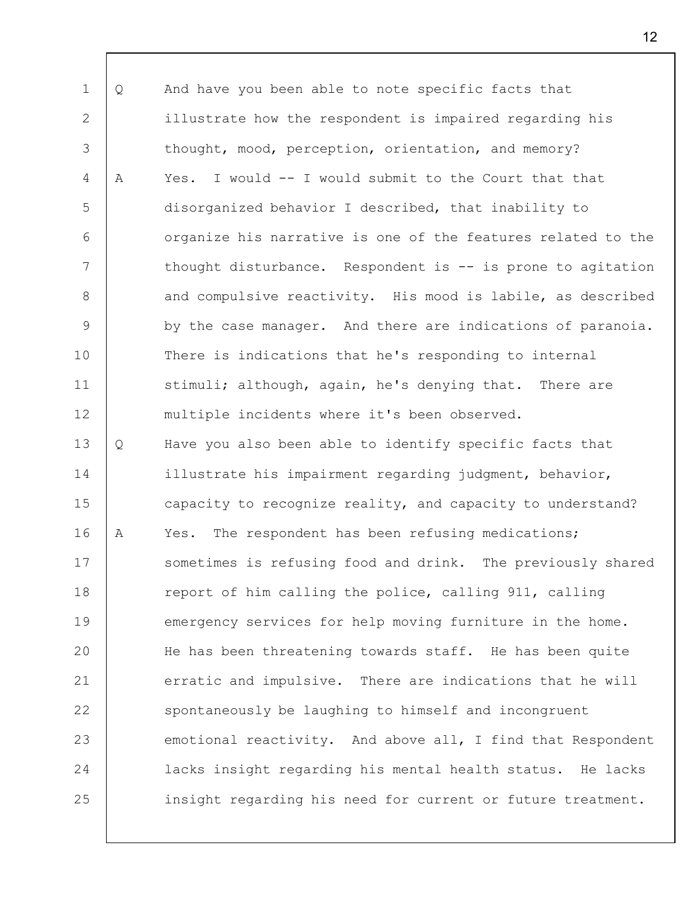Q And have you been able to note specific facts that illustrate how the respondent is impaired regarding his thought, mood, perception, orientation, and memory?

A Yes. I would -- I would submit to the Court that that disorganized behavior I described, that inability to organize his narrative is one of the features related to the thought disturbance. Respondent is -- is prone to agitation and compulsive reactivity. His mood is labile, as described by the case manager. And there are indications of paranoia. There is indications that he's responding to internal stimuli; although, again, he's denying that. There are multiple incidents where it's been observed.

Q Have you also been able to identify specific facts that illustrate his impairment regarding judgment, behavior, capacity to recognize reality, and capacity to understand?

A Yes. The respondent has been refusing medications; sometimes is refusing food and drink. The previously shared report of him calling the police, calling 911, calling emergency services for help moving furniture in the home. He has been threatening towards staff. He has been quite erratic and impulsive. There are indications that he will spontaneously be laughing to himself and incongruent emotional reactivity. And above all, I find that Respondent lacks insight regarding his mental health status. He lacks insight regarding his need for current or future treatment.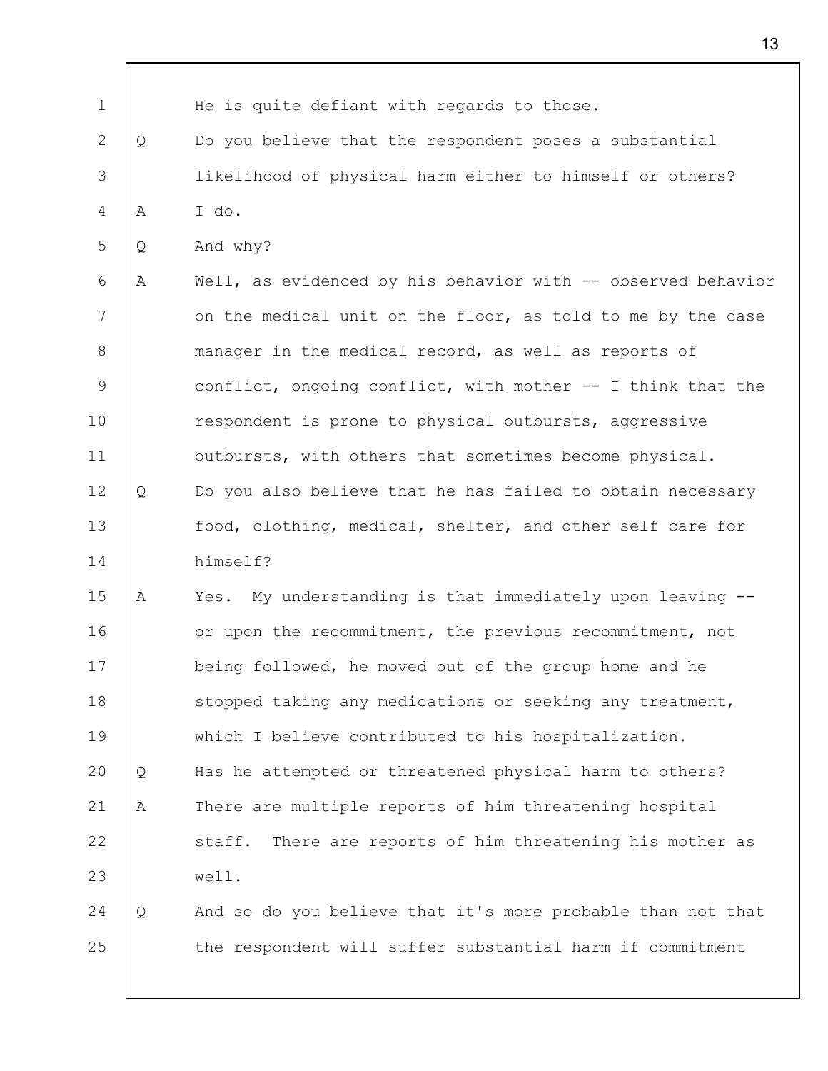He is quite defiant with regards to those.

Q Do you believe that the respondent poses a substantial likelihood of physical harm either to himself or others?

A I do.

Q And why?

A Well, as evidenced by his behavior with -- observed behavior on the medical unit on the floor, as told to me by the case manager in the medical record, as well as reports of conflict, ongoing conflict, with mother -- I think that the respondent is prone to physical outbursts, aggressive outbursts, with others that sometimes become physical.

Q Do you also believe that he has failed to obtain necessary food, clothing, medical, shelter, and other self care for himself?

A Yes. My understanding is that immediately upon leaving -- or upon the recommitment, the previous recommitment, not being followed, he moved out of the group home and he stopped taking any medications or seeking any treatment, which I believe contributed to his hospitalization.

Q Has he attempted or threatened physical harm to others?

A There are multiple reports of him threatening hospital staff. There are reports of him threatening his mother as well.

Q And so do you believe that it's more probable than not that the respondent will suffer substantial harm if commitment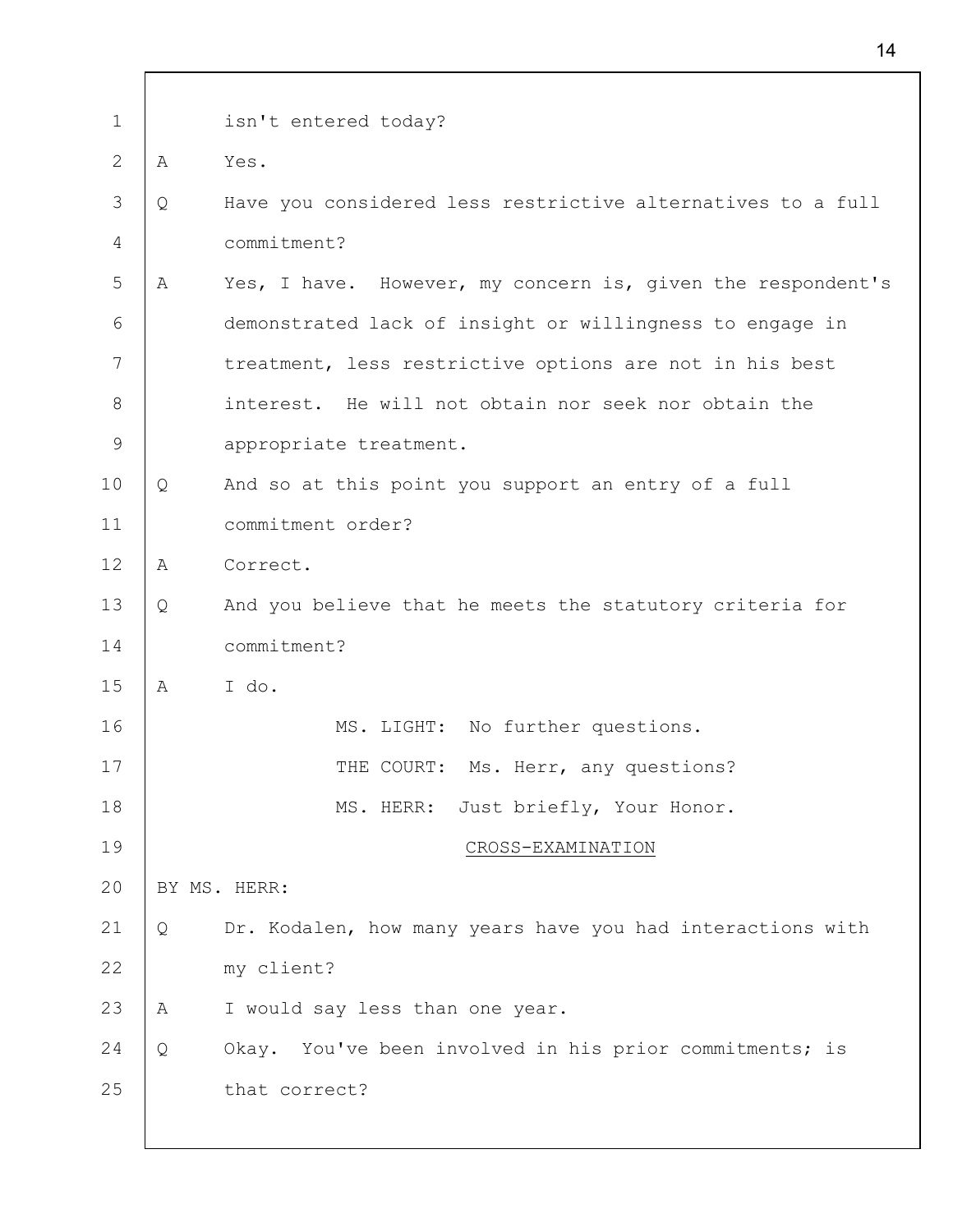isn't entered today?

A Yes.

Q Have you considered less restrictive alternatives to a full commitment?

A Yes, I have. However, my concern is, given the respondent's demonstrated lack of insight or willingness to engage in treatment, less restrictive options are not in his best interest. He will not obtain nor seek nor obtain the appropriate treatment.

Q And so at this point you support an entry of a full commitment order?

A Correct.

Q And you believe that he meets the statutory criteria for commitment?

A I do.

MS. LIGHT: No further questions.

THE COURT: Ms. Herr, any questions?

MS. HERR: Just briefly, Your Honor.

CROSS-EXAMINATION

BY MS. HERR:

Q Dr. Kodalen, how many years have you had interactions with my client?

A I would say less than one year.

Q Okay. You've been involved in his prior commitments; is that correct?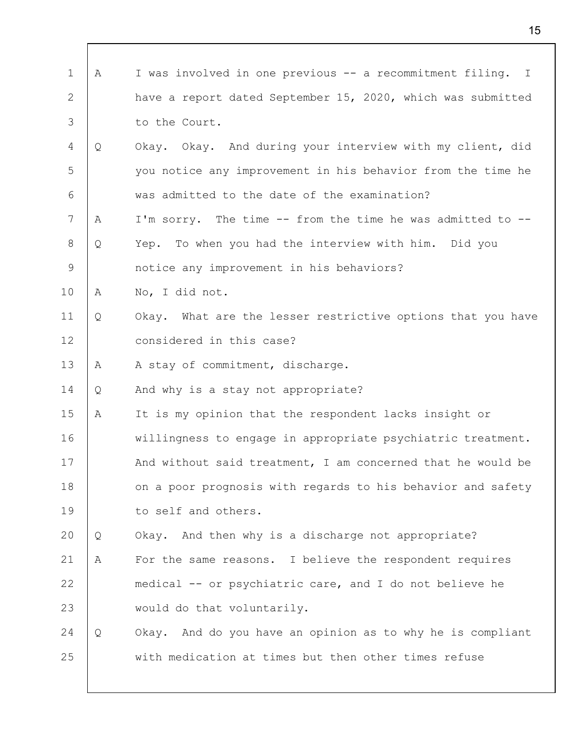1 A I was involved in one previous -- a recommitment filing. I
2 have a report dated September 15, 2020, which was submitted
3 to the Court.

4 Q Okay. Okay. And during your interview with my client, did
5 you notice any improvement in his behavior from the time he
6 was admitted to the date of the examination?

7 A I'm sorry. The time -- from the time he was admitted to --

8 Q Yep. To when you had the interview with him. Did you
9 notice any improvement in his behaviors?

10 A No, I did not.

11 Q Okay. What are the lesser restrictive options that you have
12 considered in this case?

13 A A stay of commitment, discharge.

14 Q And why is a stay not appropriate?

15 A It is my opinion that the respondent lacks insight or
16 willingness to engage in appropriate psychiatric treatment.
17 And without said treatment, I am concerned that he would be
18 on a poor prognosis with regards to his behavior and safety
19 to self and others.

20 Q Okay. And then why is a discharge not appropriate?

21 A For the same reasons. I believe the respondent requires
22 medical -- or psychiatric care, and I do not believe he
23 would do that voluntarily.

24 Q Okay. And do you have an opinion as to why he is compliant
25 with medication at times but then other times refuse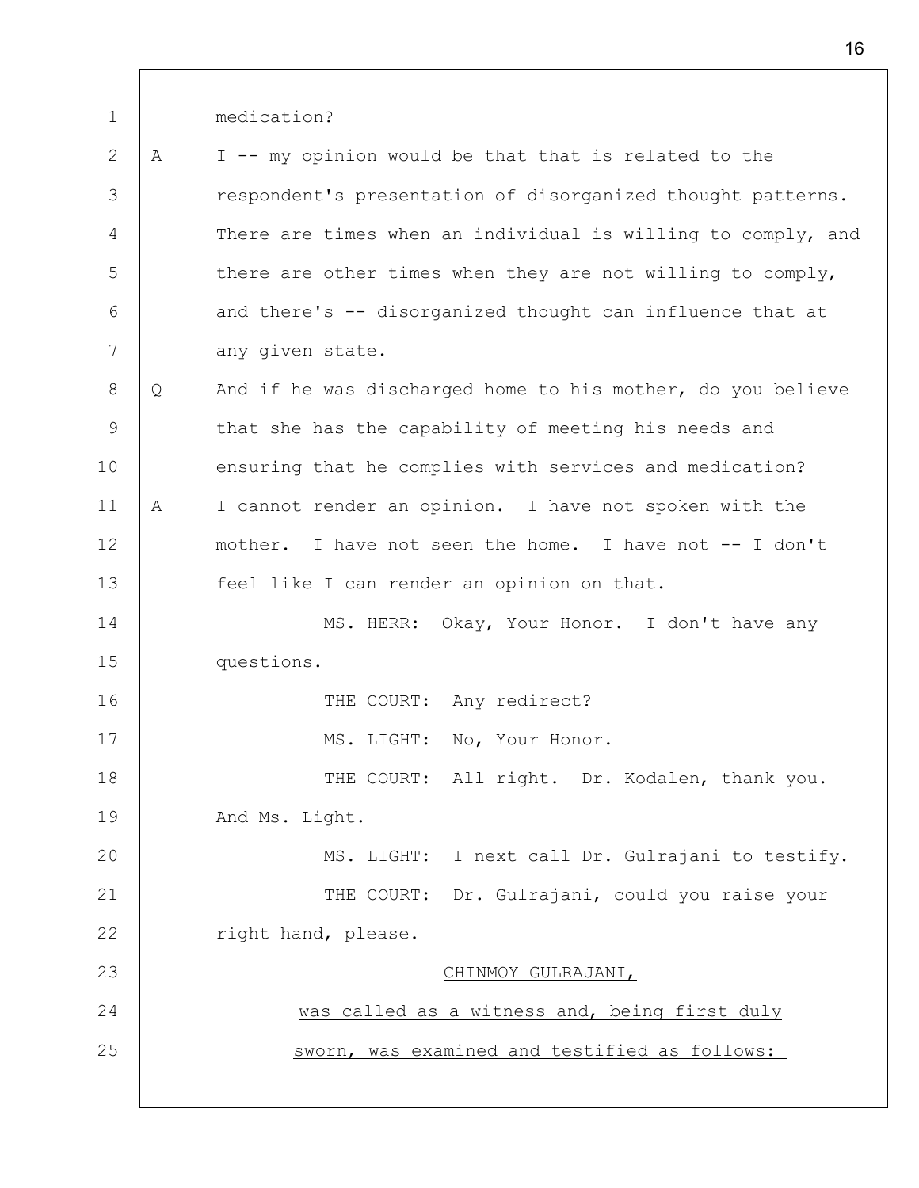medication?

A I -- my opinion would be that that is related to the respondent's presentation of disorganized thought patterns. There are times when an individual is willing to comply, and there are other times when they are not willing to comply, and there's -- disorganized thought can influence that at any given state.

Q And if he was discharged home to his mother, do you believe that she has the capability of meeting his needs and ensuring that he complies with services and medication?

A I cannot render an opinion. I have not spoken with the mother. I have not seen the home. I have not -- I don't feel like I can render an opinion on that.

MS. HERR: Okay, Your Honor. I don't have any questions.

THE COURT: Any redirect?

MS. LIGHT: No, Your Honor.

THE COURT: All right. Dr. Kodalen, thank you. And Ms. Light.

MS. LIGHT: I next call Dr. Gulrajani to testify.

THE COURT: Dr. Gulrajani, could you raise your right hand, please.

CHINMOY GULRAJANI,

was called as a witness and, being first duly sworn, was examined and testified as follows: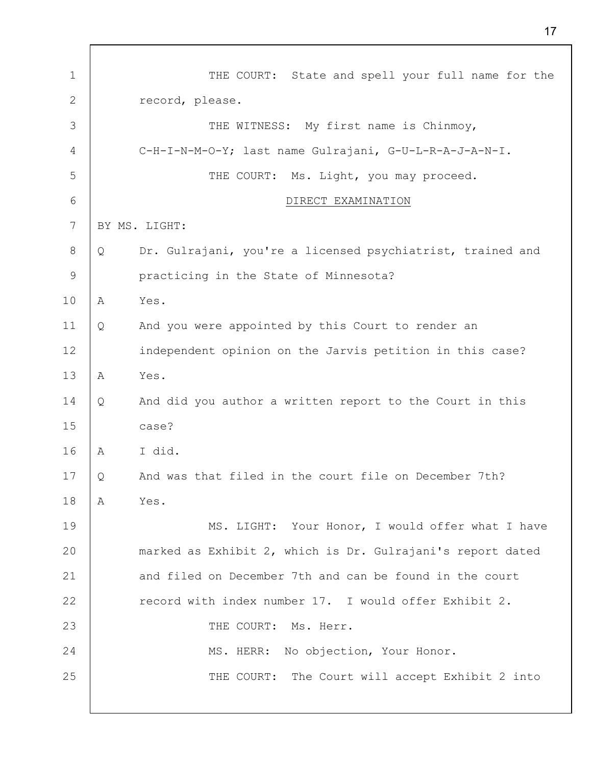THE COURT: State and spell your full name for the record, please.

THE WITNESS: My first name is Chinmoy, C-H-I-N-M-O-Y; last name Gulrajani, G-U-L-R-A-J-A-N-I.

THE COURT: Ms. Light, you may proceed.

DIRECT EXAMINATION

BY MS. LIGHT:

Q Dr. Gulrajani, you're a licensed psychiatrist, trained and practicing in the State of Minnesota?

A Yes.

Q And you were appointed by this Court to render an independent opinion on the Jarvis petition in this case?

A Yes.

Q And did you author a written report to the Court in this case?

A I did.

Q And was that filed in the court file on December 7th?

A Yes.

MS. LIGHT: Your Honor, I would offer what I have marked as Exhibit 2, which is Dr. Gulrajani's report dated and filed on December 7th and can be found in the court record with index number 17. I would offer Exhibit 2.

THE COURT: Ms. Herr.

MS. HERR: No objection, Your Honor.

THE COURT: The Court will accept Exhibit 2 into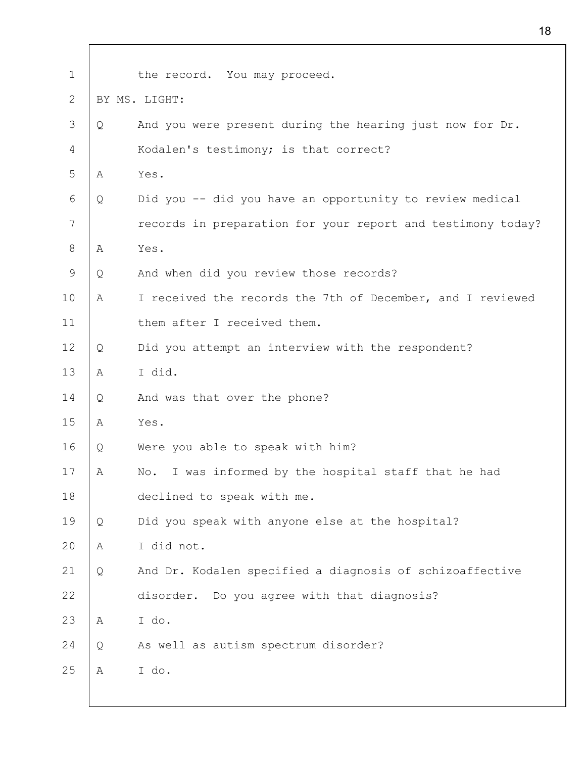the record. You may proceed.

BY MS. LIGHT:

Q And you were present during the hearing just now for Dr. Kodalen's testimony; is that correct?

A Yes.

Q Did you -- did you have an opportunity to review medical records in preparation for your report and testimony today?

A Yes.

Q And when did you review those records?

A I received the records the 7th of December, and I reviewed them after I received them.

Q Did you attempt an interview with the respondent?

A I did.

Q And was that over the phone?

A Yes.

Q Were you able to speak with him?

A No. I was informed by the hospital staff that he had declined to speak with me.

Q Did you speak with anyone else at the hospital?

A I did not.

Q And Dr. Kodalen specified a diagnosis of schizoaffective disorder. Do you agree with that diagnosis?

A I do.

Q As well as autism spectrum disorder?

A I do.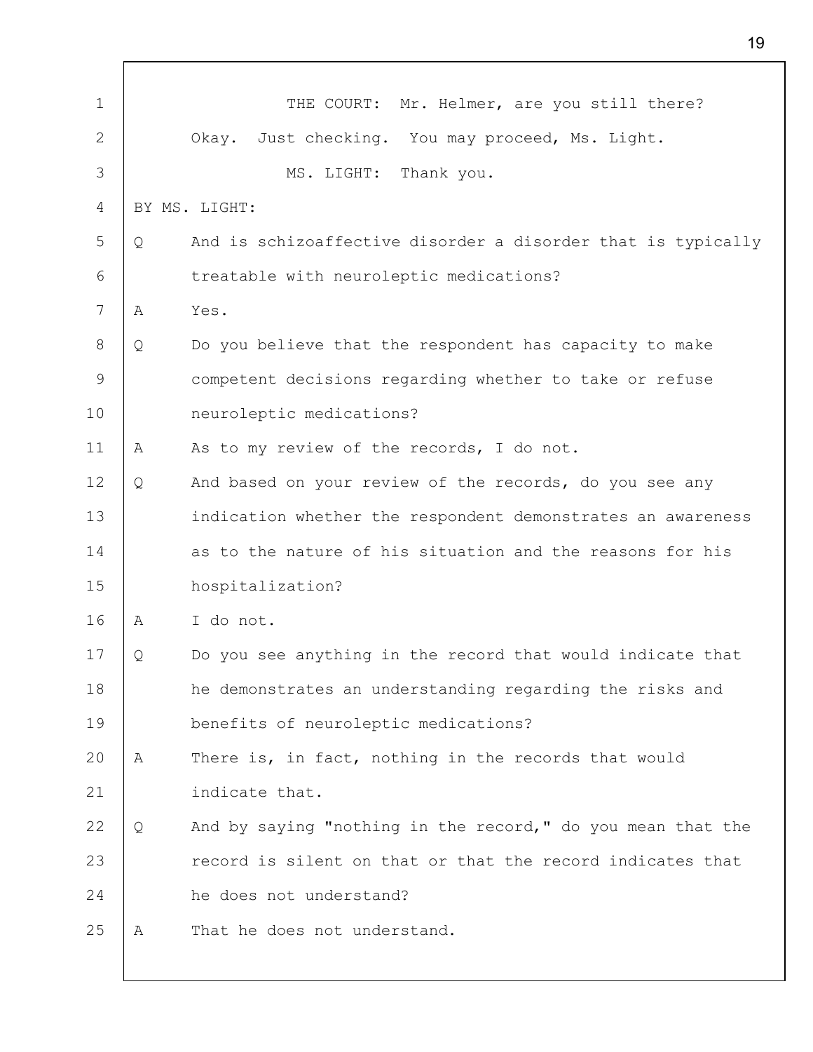THE COURT: Mr. Helmer, are you still there? Okay. Just checking. You may proceed, Ms. Light.

MS. LIGHT: Thank you.

BY MS. LIGHT:

Q And is schizoaffective disorder a disorder that is typically treatable with neuroleptic medications?

A Yes.

Q Do you believe that the respondent has capacity to make competent decisions regarding whether to take or refuse neuroleptic medications?

A As to my review of the records, I do not.

Q And based on your review of the records, do you see any indication whether the respondent demonstrates an awareness as to the nature of his situation and the reasons for his hospitalization?

A I do not.

Q Do you see anything in the record that would indicate that he demonstrates an understanding regarding the risks and benefits of neuroleptic medications?

A There is, in fact, nothing in the records that would indicate that.

Q And by saying "nothing in the record," do you mean that the record is silent on that or that the record indicates that he does not understand?

A That he does not understand.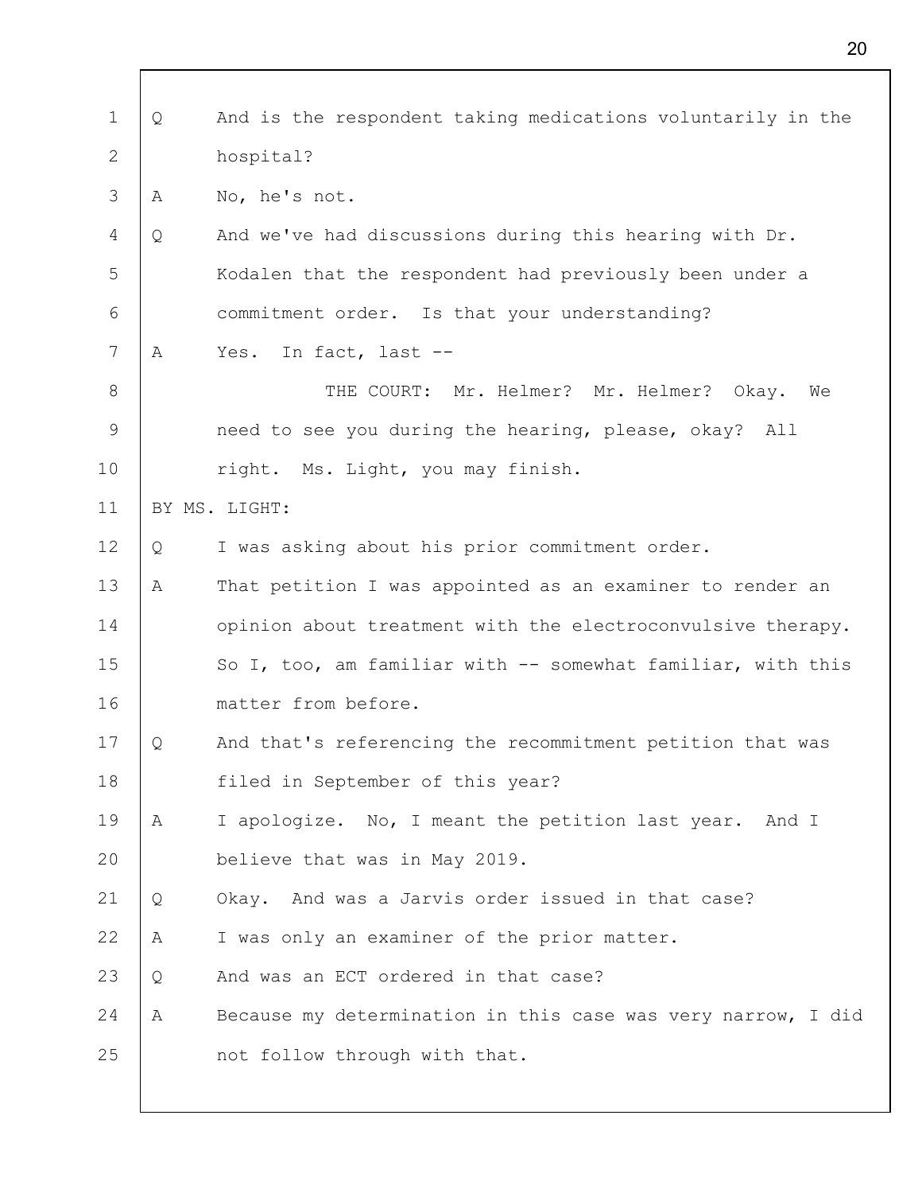Q And is the respondent taking medications voluntarily in the hospital?

A No, he's not.

Q And we've had discussions during this hearing with Dr. Kodalen that the respondent had previously been under a commitment order. Is that your understanding?

A Yes. In fact, last --

THE COURT: Mr. Helmer? Mr. Helmer? Okay. We need to see you during the hearing, please, okay? All right. Ms. Light, you may finish.

BY MS. LIGHT:

Q I was asking about his prior commitment order.

A That petition I was appointed as an examiner to render an opinion about treatment with the electroconvulsive therapy. So I, too, am familiar with -- somewhat familiar, with this matter from before.

Q And that's referencing the recommitment petition that was filed in September of this year?

A I apologize. No, I meant the petition last year. And I believe that was in May 2019.

Q Okay. And was a Jarvis order issued in that case?

A I was only an examiner of the prior matter.

Q And was an ECT ordered in that case?

A Because my determination in this case was very narrow, I did not follow through with that.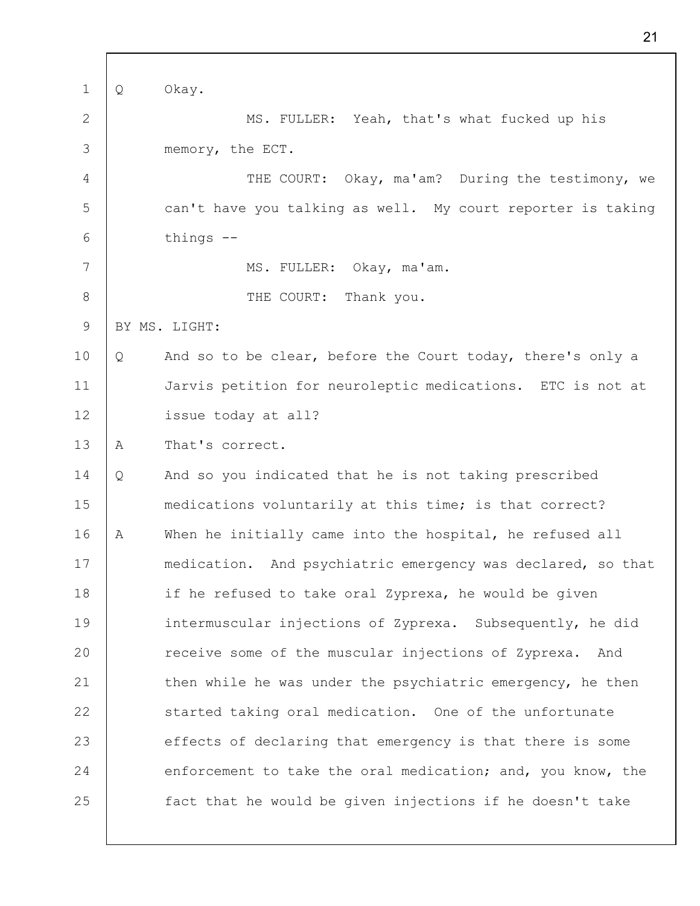Q Okay.

MS. FULLER: Yeah, that's what fucked up his memory, the ECT.

THE COURT: Okay, ma'am? During the testimony, we can't have you talking as well. My court reporter is taking things --

MS. FULLER: Okay, ma'am.

THE COURT: Thank you.

BY MS. LIGHT:

Q And so to be clear, before the Court today, there's only a Jarvis petition for neuroleptic medications. ETC is not at issue today at all?

A That's correct.

Q And so you indicated that he is not taking prescribed medications voluntarily at this time; is that correct?

A When he initially came into the hospital, he refused all medication. And psychiatric emergency was declared, so that if he refused to take oral Zyprexa, he would be given intermuscular injections of Zyprexa. Subsequently, he did receive some of the muscular injections of Zyprexa. And then while he was under the psychiatric emergency, he then started taking oral medication. One of the unfortunate effects of declaring that emergency is that there is some enforcement to take the oral medication; and, you know, the fact that he would be given injections if he doesn't take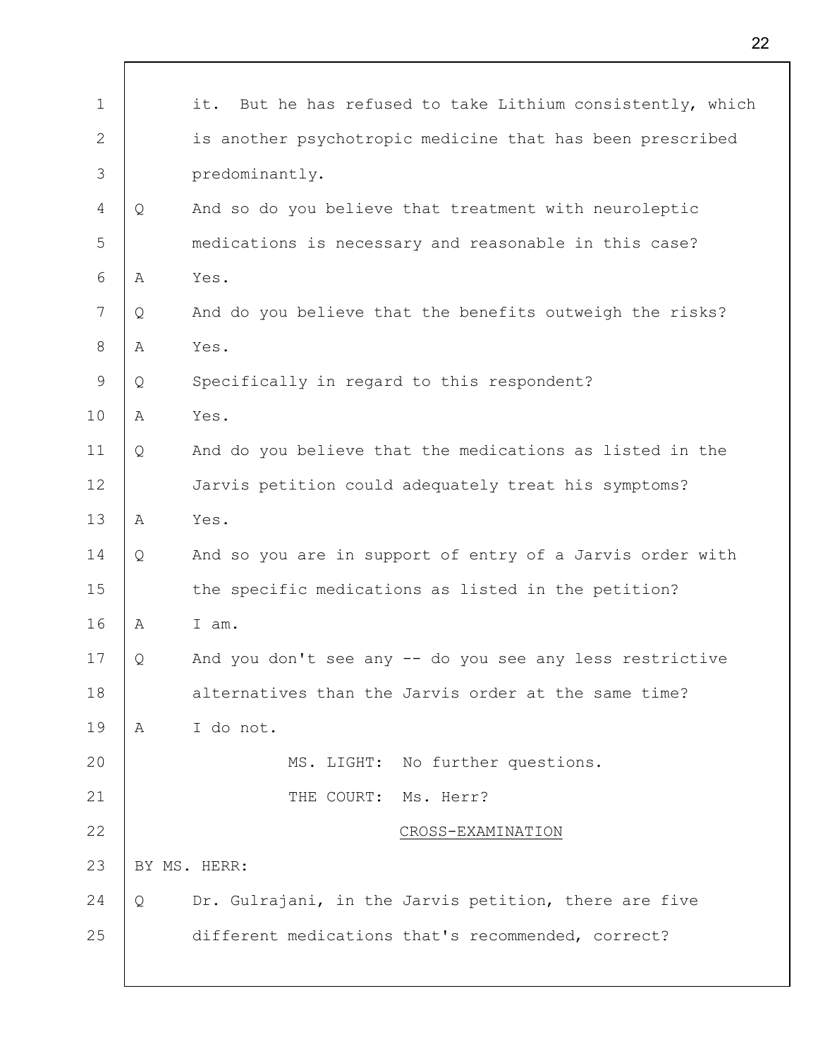it. But he has refused to take Lithium consistently, which is another psychotropic medicine that has been prescribed predominantly.

Q And so do you believe that treatment with neuroleptic medications is necessary and reasonable in this case?

A Yes.

Q And do you believe that the benefits outweigh the risks?

A Yes.

Q Specifically in regard to this respondent?

A Yes.

Q And do you believe that the medications as listed in the Jarvis petition could adequately treat his symptoms?

A Yes.

Q And so you are in support of entry of a Jarvis order with the specific medications as listed in the petition?

A I am.

Q And you don't see any -- do you see any less restrictive alternatives than the Jarvis order at the same time?

A I do not.

MS. LIGHT: No further questions.

THE COURT: Ms. Herr?

CROSS-EXAMINATION

BY MS. HERR:

Q Dr. Gulrajani, in the Jarvis petition, there are five different medications that's recommended, correct?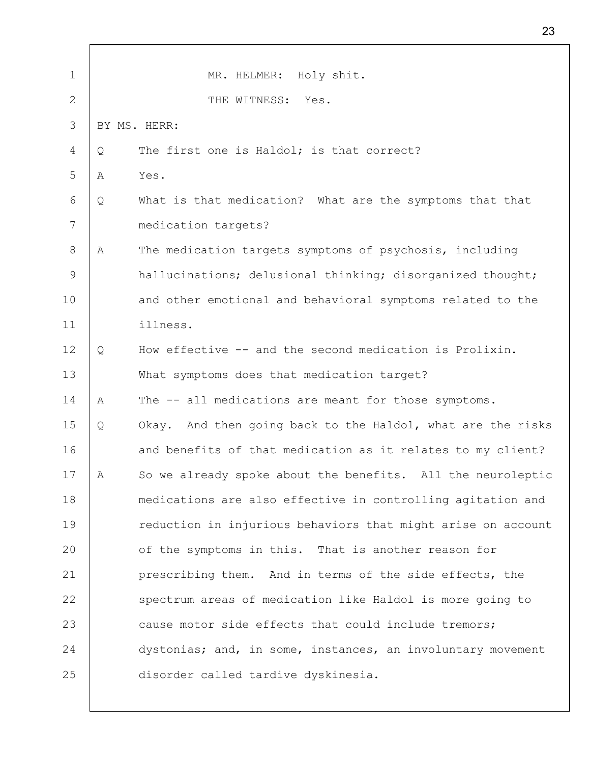MR. HELMER: Holy shit.

THE WITNESS: Yes.

BY MS. HERR:

Q The first one is Haldol; is that correct?

A Yes.

Q What is that medication? What are the symptoms that that medication targets?

A The medication targets symptoms of psychosis, including hallucinations; delusional thinking; disorganized thought; and other emotional and behavioral symptoms related to the illness.

Q How effective -- and the second medication is Prolixin. What symptoms does that medication target?

A The -- all medications are meant for those symptoms.

Q Okay. And then going back to the Haldol, what are the risks and benefits of that medication as it relates to my client?

A So we already spoke about the benefits. All the neuroleptic medications are also effective in controlling agitation and reduction in injurious behaviors that might arise on account of the symptoms in this. That is another reason for prescribing them. And in terms of the side effects, the spectrum areas of medication like Haldol is more going to cause motor side effects that could include tremors; dystonias; and, in some, instances, an involuntary movement disorder called tardive dyskinesia.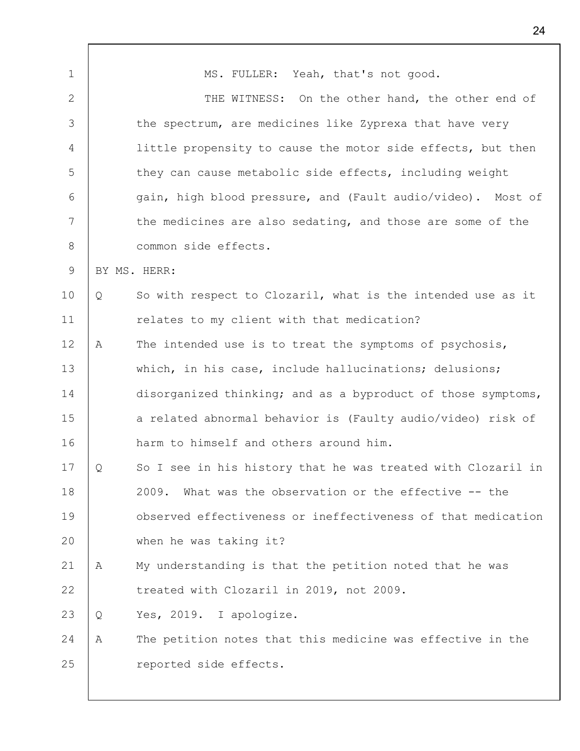MS. FULLER: Yeah, that's not good.

THE WITNESS: On the other hand, the other end of the spectrum, are medicines like Zyprexa that have very little propensity to cause the motor side effects, but then they can cause metabolic side effects, including weight gain, high blood pressure, and (Fault audio/video). Most of the medicines are also sedating, and those are some of the common side effects.

BY MS. HERR:

Q So with respect to Clozaril, what is the intended use as it relates to my client with that medication?

A The intended use is to treat the symptoms of psychosis, which, in his case, include hallucinations; delusions; disorganized thinking; and as a byproduct of those symptoms, a related abnormal behavior is (Faulty audio/video) risk of harm to himself and others around him.

Q So I see in his history that he was treated with Clozaril in 2009. What was the observation or the effective -- the observed effectiveness or ineffectiveness of that medication when he was taking it?

A My understanding is that the petition noted that he was treated with Clozaril in 2019, not 2009.

Q Yes, 2019. I apologize.

A The petition notes that this medicine was effective in the reported side effects.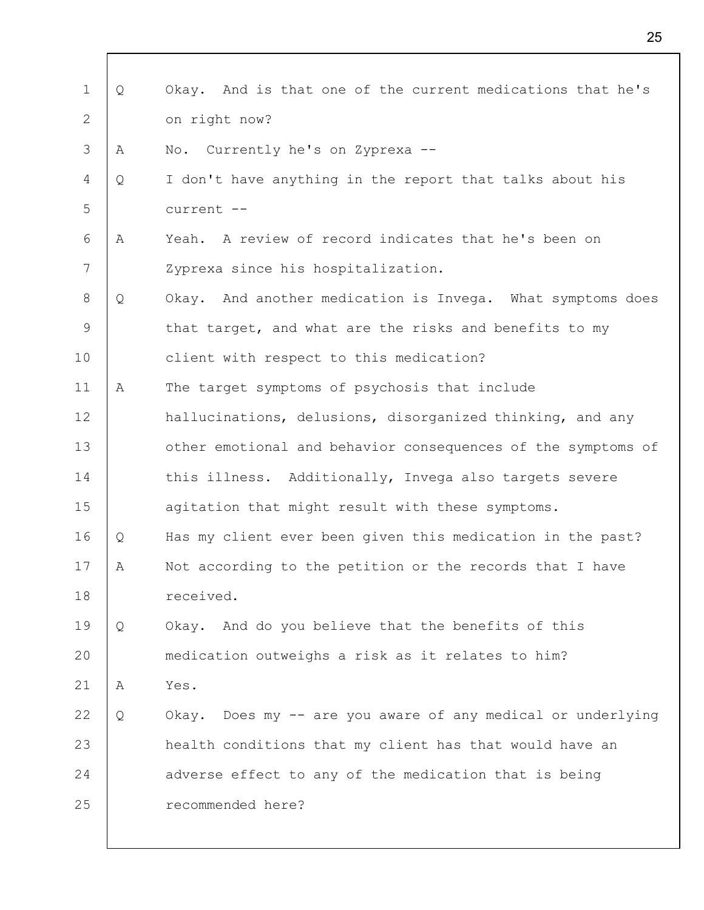Q Okay. And is that one of the current medications that he's on right now?

A No. Currently he's on Zyprexa --

Q I don't have anything in the report that talks about his current --

A Yeah. A review of record indicates that he's been on Zyprexa since his hospitalization.

Q Okay. And another medication is Invega. What symptoms does that target, and what are the risks and benefits to my client with respect to this medication?

A The target symptoms of psychosis that include hallucinations, delusions, disorganized thinking, and any other emotional and behavior consequences of the symptoms of this illness. Additionally, Invega also targets severe agitation that might result with these symptoms.

Q Has my client ever been given this medication in the past?

A Not according to the petition or the records that I have received.

Q Okay. And do you believe that the benefits of this medication outweighs a risk as it relates to him?

A Yes.

Q Okay. Does my -- are you aware of any medical or underlying health conditions that my client has that would have an adverse effect to any of the medication that is being recommended here?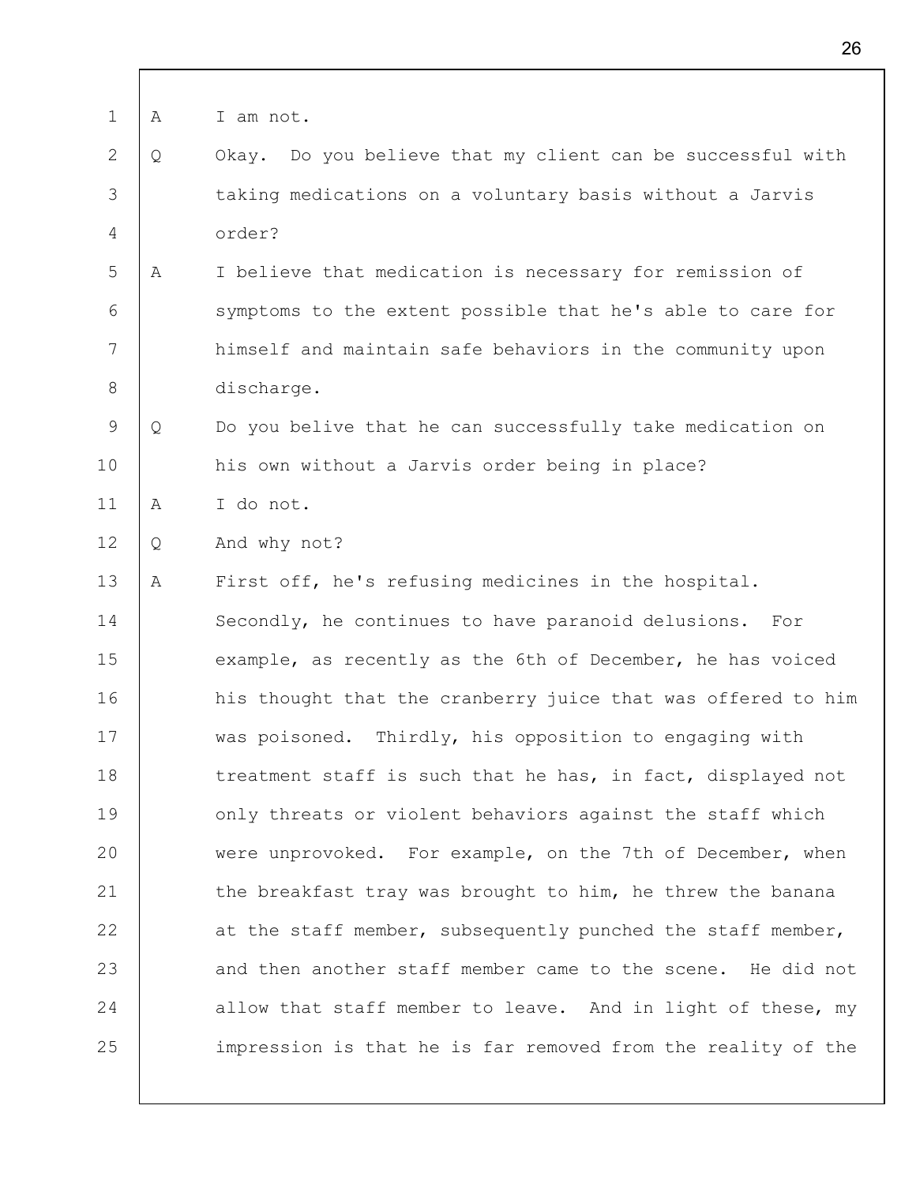A I am not.

Q Okay. Do you believe that my client can be successful with taking medications on a voluntary basis without a Jarvis order?

A I believe that medication is necessary for remission of symptoms to the extent possible that he's able to care for himself and maintain safe behaviors in the community upon discharge.

Q Do you belive that he can successfully take medication on his own without a Jarvis order being in place?

A I do not.

Q And why not?

A First off, he's refusing medicines in the hospital. Secondly, he continues to have paranoid delusions. For example, as recently as the 6th of December, he has voiced his thought that the cranberry juice that was offered to him was poisoned. Thirdly, his opposition to engaging with treatment staff is such that he has, in fact, displayed not only threats or violent behaviors against the staff which were unprovoked. For example, on the 7th of December, when the breakfast tray was brought to him, he threw the banana at the staff member, subsequently punched the staff member, and then another staff member came to the scene. He did not allow that staff member to leave. And in light of these, my impression is that he is far removed from the reality of the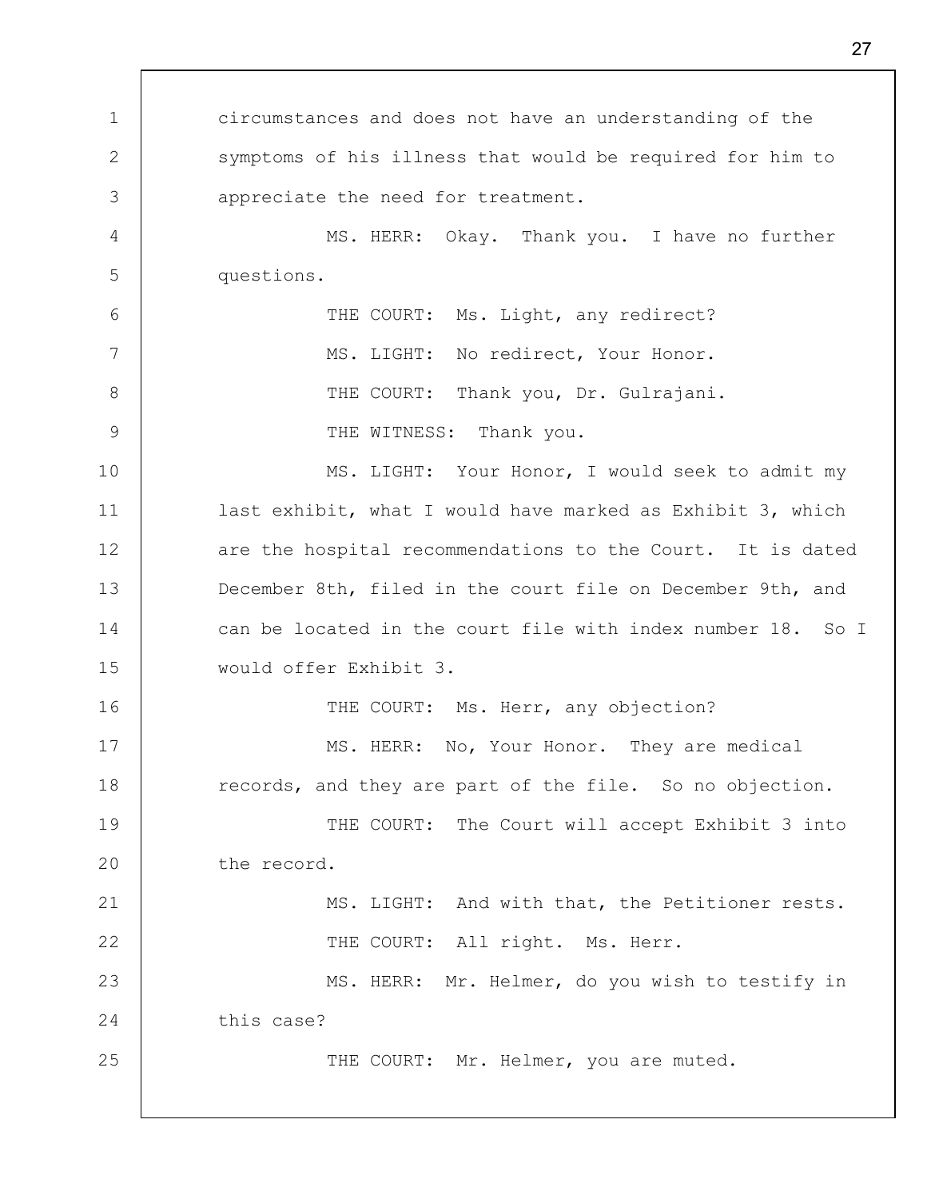circumstances and does not have an understanding of the symptoms of his illness that would be required for him to appreciate the need for treatment.

MS. HERR: Okay. Thank you. I have no further questions.

THE COURT: Ms. Light, any redirect?

MS. LIGHT: No redirect, Your Honor.

THE COURT: Thank you, Dr. Gulrajani.

THE WITNESS: Thank you.

MS. LIGHT: Your Honor, I would seek to admit my last exhibit, what I would have marked as Exhibit 3, which are the hospital recommendations to the Court. It is dated December 8th, filed in the court file on December 9th, and can be located in the court file with index number 18. So I would offer Exhibit 3.

THE COURT: Ms. Herr, any objection?

MS. HERR: No, Your Honor. They are medical records, and they are part of the file. So no objection.

THE COURT: The Court will accept Exhibit 3 into the record.

MS. LIGHT: And with that, the Petitioner rests.

THE COURT: All right. Ms. Herr.

MS. HERR: Mr. Helmer, do you wish to testify in this case?

THE COURT: Mr. Helmer, you are muted.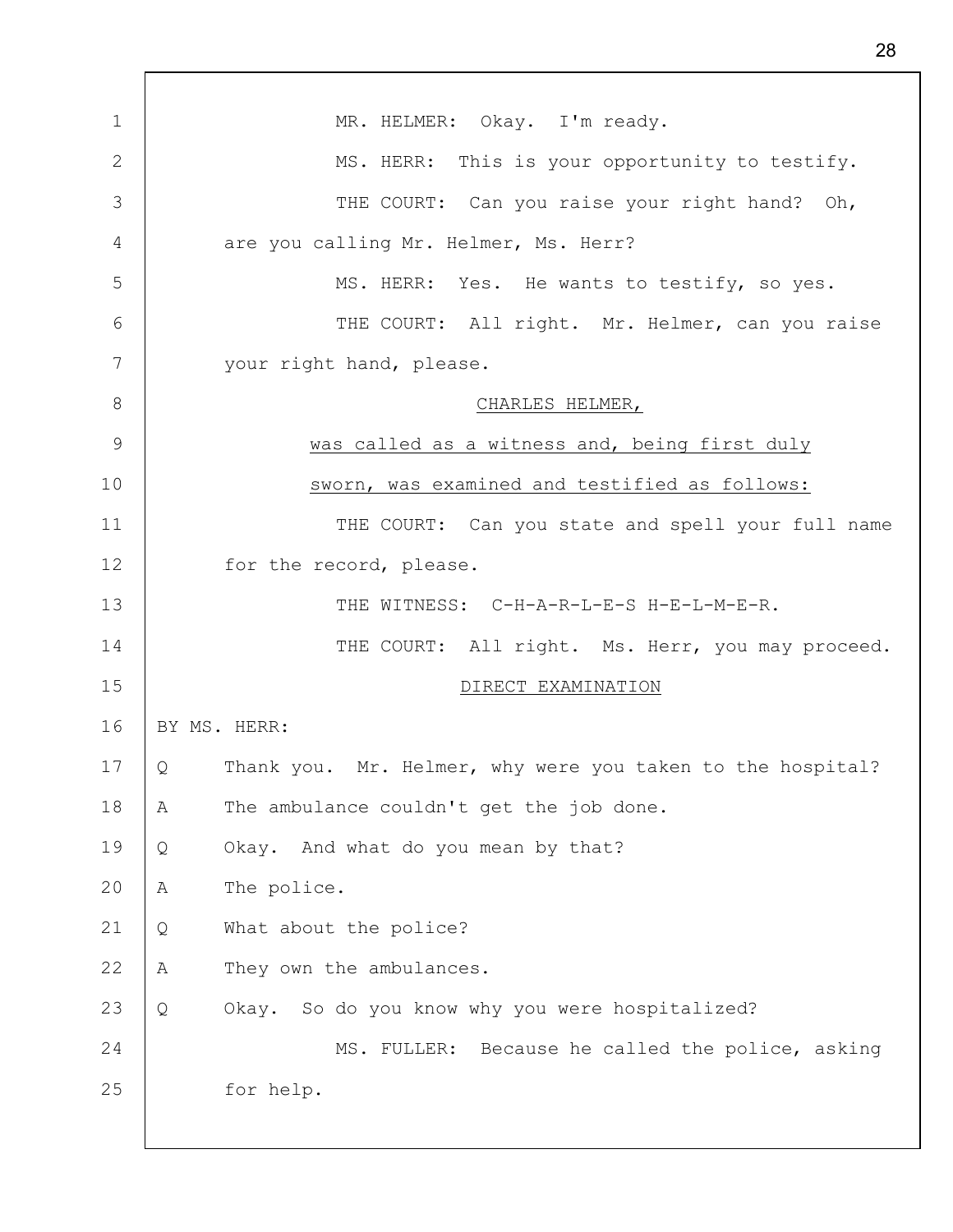MR. HELMER: Okay. I'm ready.

MS. HERR: This is your opportunity to testify.

THE COURT: Can you raise your right hand? Oh, are you calling Mr. Helmer, Ms. Herr?

MS. HERR: Yes. He wants to testify, so yes.

THE COURT: All right. Mr. Helmer, can you raise your right hand, please.

CHARLES HELMER,

was called as a witness and, being first duly sworn, was examined and testified as follows:

THE COURT: Can you state and spell your full name for the record, please.

THE WITNESS: C-H-A-R-L-E-S H-E-L-M-E-R.

THE COURT: All right. Ms. Herr, you may proceed.

DIRECT EXAMINATION

BY MS. HERR:

Q Thank you. Mr. Helmer, why were you taken to the hospital?

A The ambulance couldn't get the job done.

Q Okay. And what do you mean by that?

A The police.

Q What about the police?

A They own the ambulances.

Q Okay. So do you know why you were hospitalized?

MS. FULLER: Because he called the police, asking for help.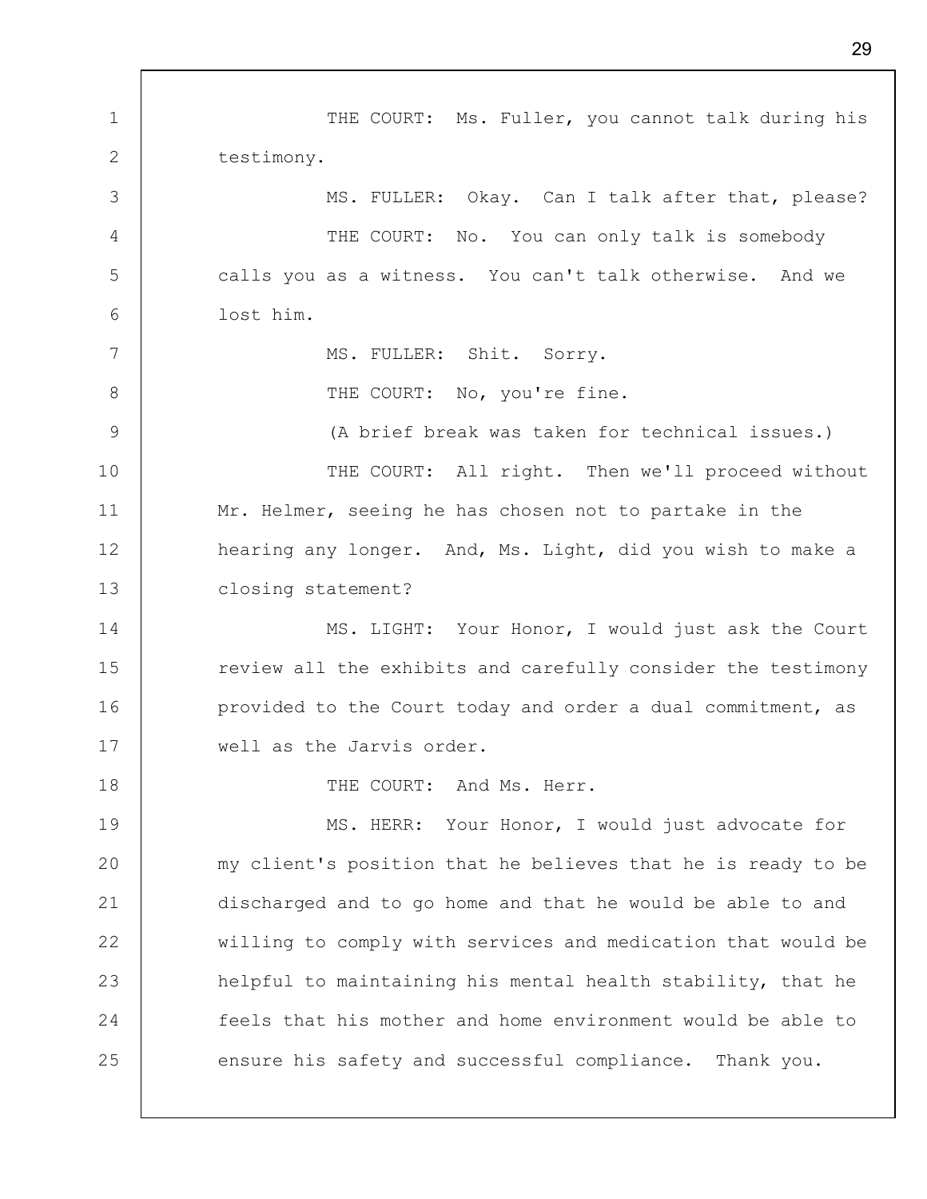THE COURT: Ms. Fuller, you cannot talk during his testimony.

MS. FULLER: Okay. Can I talk after that, please?

THE COURT: No. You can only talk is somebody calls you as a witness. You can't talk otherwise. And we lost him.

MS. FULLER: Shit. Sorry.

THE COURT: No, you're fine.

(A brief break was taken for technical issues.)

THE COURT: All right. Then we'll proceed without Mr. Helmer, seeing he has chosen not to partake in the hearing any longer. And, Ms. Light, did you wish to make a closing statement?

MS. LIGHT: Your Honor, I would just ask the Court review all the exhibits and carefully consider the testimony provided to the Court today and order a dual commitment, as well as the Jarvis order.

THE COURT: And Ms. Herr.

MS. HERR: Your Honor, I would just advocate for my client's position that he believes that he is ready to be discharged and to go home and that he would be able to and willing to comply with services and medication that would be helpful to maintaining his mental health stability, that he feels that his mother and home environment would be able to ensure his safety and successful compliance. Thank you.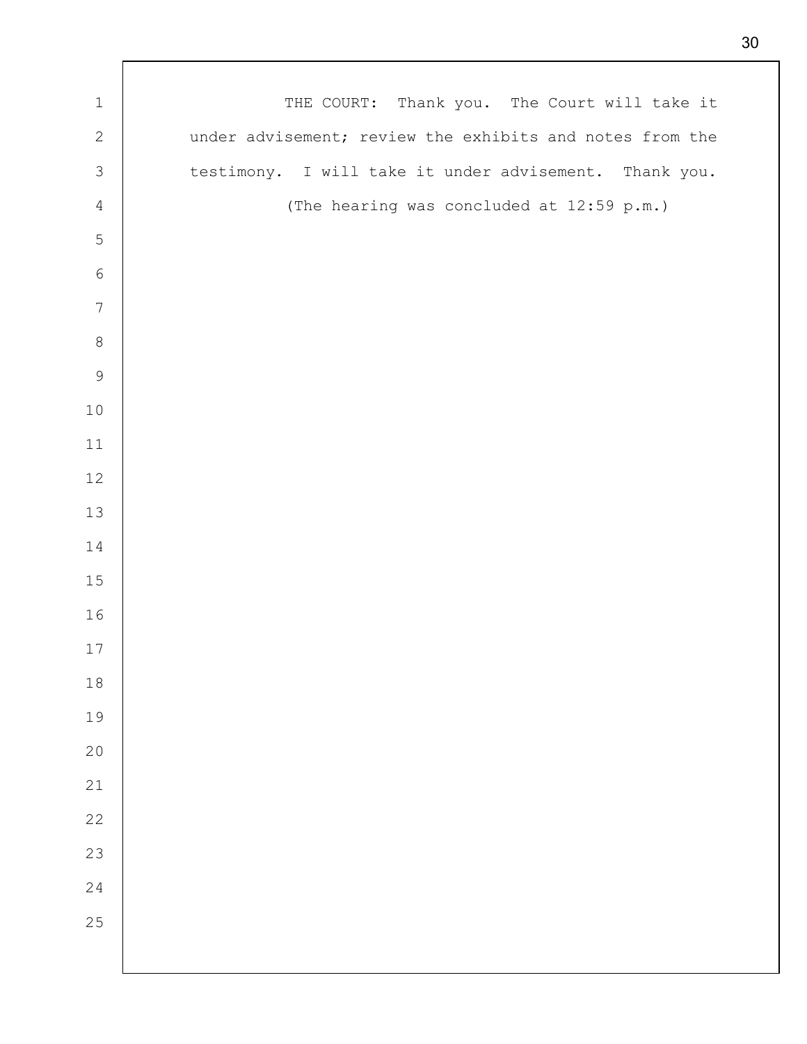THE COURT: Thank you. The Court will take it under advisement; review the exhibits and notes from the testimony. I will take it under advisement. Thank you.

(The hearing was concluded at 12:59 p.m.)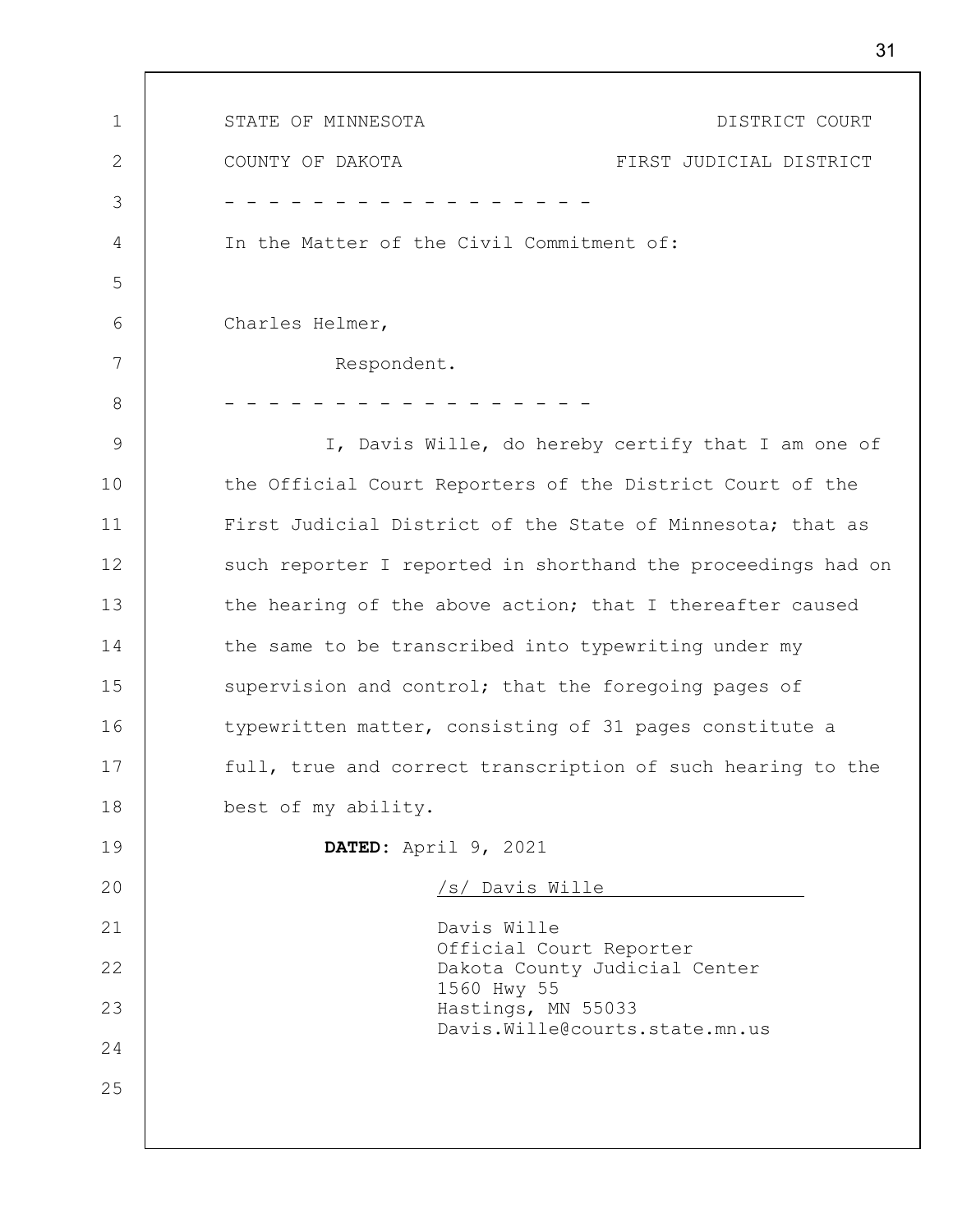STATE OF MINNESOTA DISTRICT COURT

COUNTY OF DAKOTA FIRST JUDICIAL DISTRICT

- - - - - - - - - - - - - - - - -

In the Matter of the Civil Commitment of:

Charles Helmer,

Respondent.

- - - - - - - - - - - - - - - - -

I, Davis Wille, do hereby certify that I am one of the Official Court Reporters of the District Court of the First Judicial District of the State of Minnesota; that as such reporter I reported in shorthand the proceedings had on the hearing of the above action; that I thereafter caused the same to be transcribed into typewriting under my supervision and control; that the foregoing pages of typewritten matter, consisting of 31 pages constitute a full, true and correct transcription of such hearing to the best of my ability.

**DATED**: April 9, 2021

/s/ Davis Wille

Davis Wille
Official Court Reporter
Dakota County Judicial Center
1560 Hwy 55
Hastings, MN 55033
Davis.Wille@courts.state.mn.us